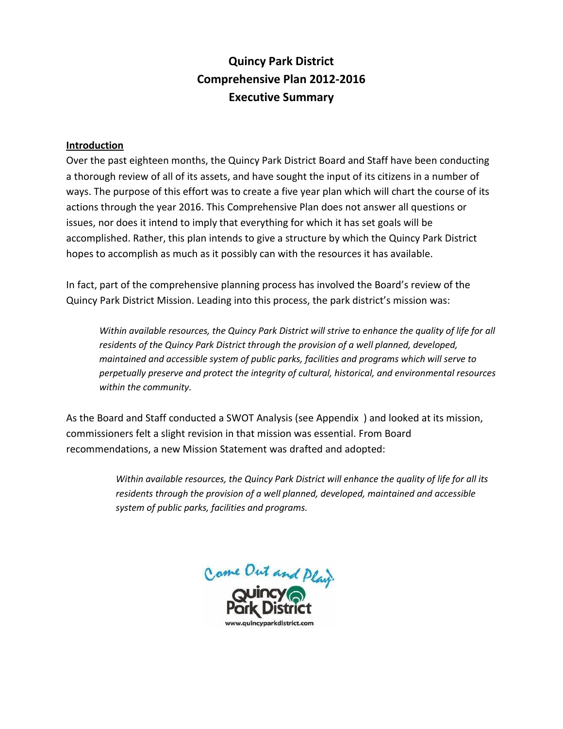# Quincy Park District
# Comprehensive Plan 2012-2016
# Executive Summary

## Introduction

Over the past eighteen months, the Quincy Park District Board and Staff have been conducting a thorough review of all of its assets, and have sought the input of its citizens in a number of ways. The purpose of this effort was to create a five year plan which will chart the course of its actions through the year 2016. This Comprehensive Plan does not answer all questions or issues, nor does it intend to imply that everything for which it has set goals will be accomplished. Rather, this plan intends to give a structure by which the Quincy Park District hopes to accomplish as much as it possibly can with the resources it has available.

In fact, part of the comprehensive planning process has involved the Board's review of the Quincy Park District Mission. Leading into this process, the park district's mission was:

> *Within available resources, the Quincy Park District will strive to enhance the quality of life for all residents of the Quincy Park District through the provision of a well planned, developed, maintained and accessible system of public parks, facilities and programs which will serve to perpetually preserve and protect the integrity of cultural, historical, and environmental resources within the community.*

As the Board and Staff conducted a SWOT Analysis (see Appendix ) and looked at its mission, commissioners felt a slight revision in that mission was essential. From Board recommendations, a new Mission Statement was drafted and adopted:

> *Within available resources, the Quincy Park District will enhance the quality of life for all its residents through the provision of a well planned, developed, maintained and accessible system of public parks, facilities and programs.*

Come Out and Play.
Quincy Park District
www.quincyparkdistrict.com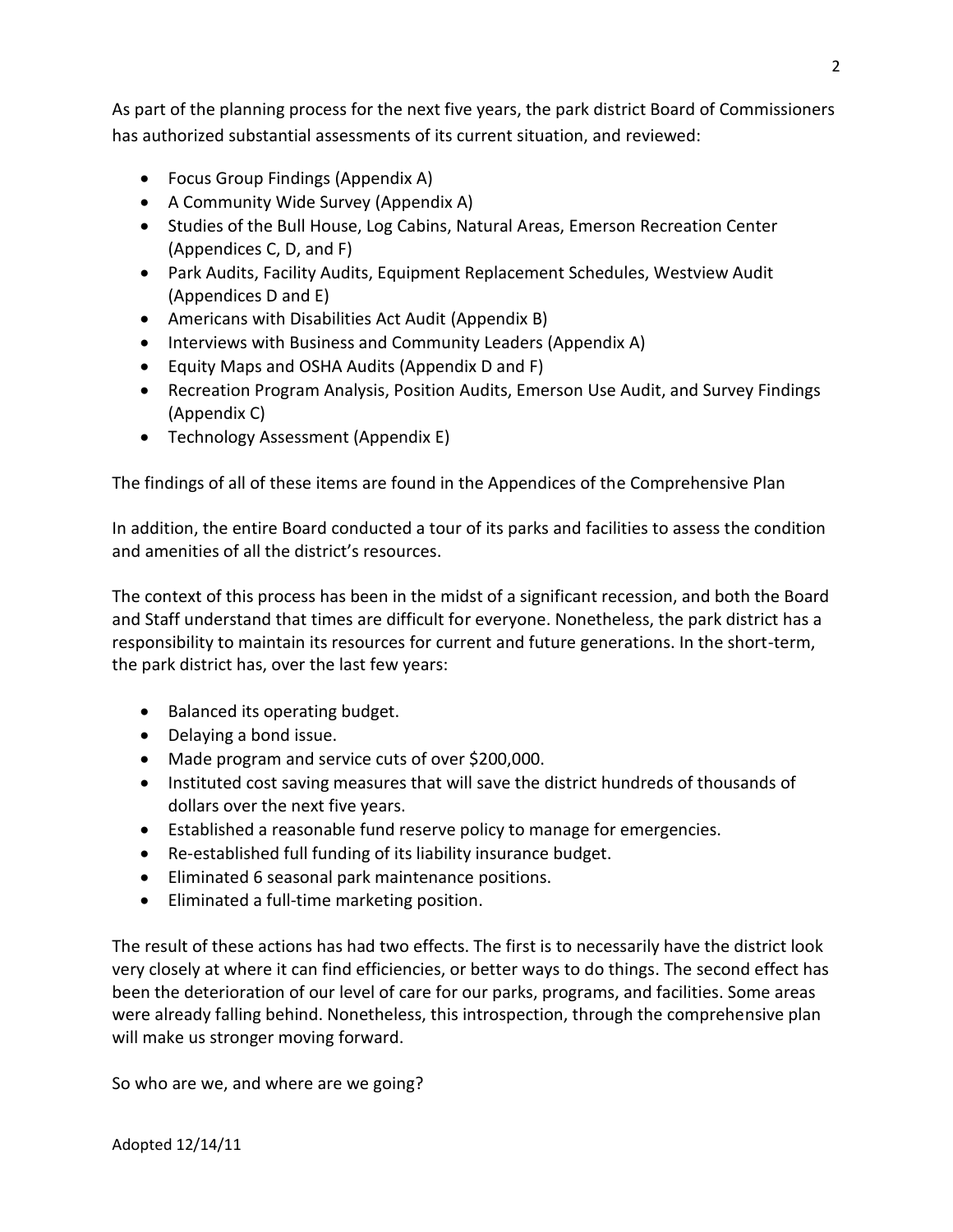As part of the planning process for the next five years, the park district Board of Commissioners has authorized substantial assessments of its current situation, and reviewed:

- Focus Group Findings (Appendix A)
- A Community Wide Survey (Appendix A)
- Studies of the Bull House, Log Cabins, Natural Areas, Emerson Recreation Center (Appendices C, D, and F)
- Park Audits, Facility Audits, Equipment Replacement Schedules, Westview Audit (Appendices D and E)
- Americans with Disabilities Act Audit (Appendix B)
- Interviews with Business and Community Leaders (Appendix A)
- Equity Maps and OSHA Audits (Appendix D and F)
- Recreation Program Analysis, Position Audits, Emerson Use Audit, and Survey Findings (Appendix C)
- Technology Assessment (Appendix E)

The findings of all of these items are found in the Appendices of the Comprehensive Plan

In addition, the entire Board conducted a tour of its parks and facilities to assess the condition and amenities of all the district's resources.

The context of this process has been in the midst of a significant recession, and both the Board and Staff understand that times are difficult for everyone. Nonetheless, the park district has a responsibility to maintain its resources for current and future generations. In the short-term, the park district has, over the last few years:

- Balanced its operating budget.
- Delaying a bond issue.
- Made program and service cuts of over $200,000.
- Instituted cost saving measures that will save the district hundreds of thousands of dollars over the next five years.
- Established a reasonable fund reserve policy to manage for emergencies.
- Re-established full funding of its liability insurance budget.
- Eliminated 6 seasonal park maintenance positions.
- Eliminated a full-time marketing position.

The result of these actions has had two effects. The first is to necessarily have the district look very closely at where it can find efficiencies, or better ways to do things. The second effect has been the deterioration of our level of care for our parks, programs, and facilities. Some areas were already falling behind. Nonetheless, this introspection, through the comprehensive plan will make us stronger moving forward.

So who are we, and where are we going?

Adopted 12/14/11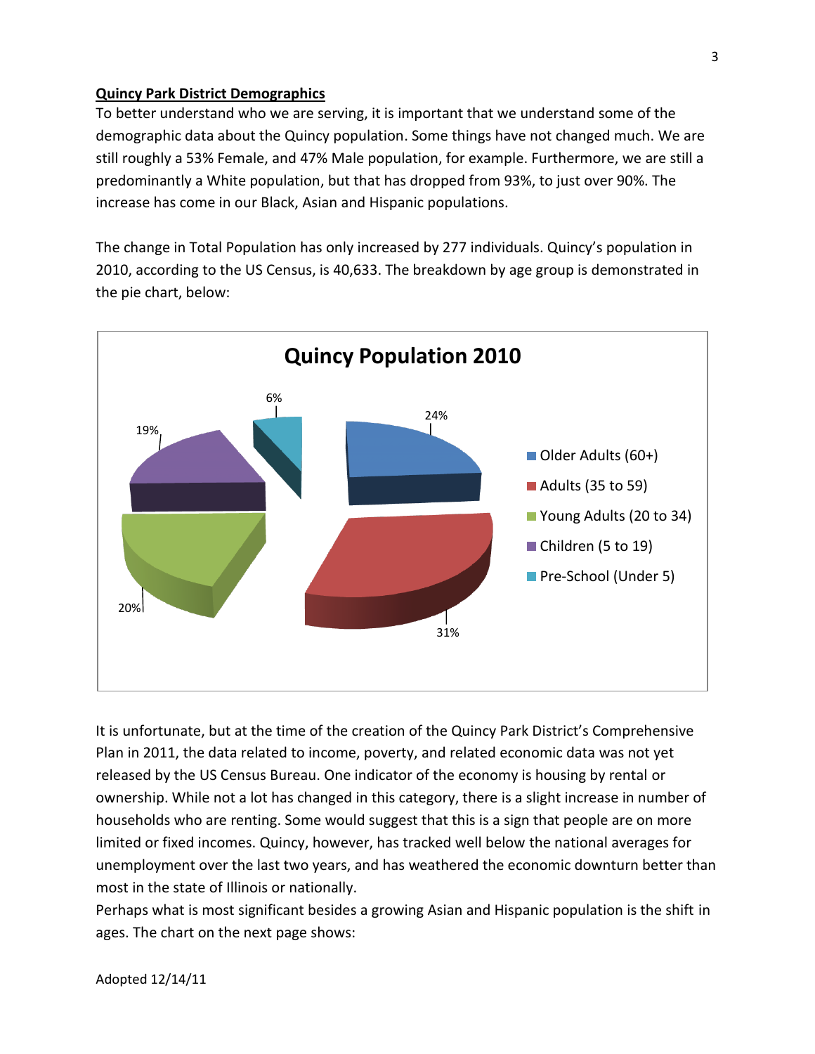## Quincy Park District Demographics

To better understand who we are serving, it is important that we understand some of the demographic data about the Quincy population. Some things have not changed much. We are still roughly a 53% Female, and 47% Male population, for example. Furthermore, we are still a predominantly a White population, but that has dropped from 93%, to just over 90%. The increase has come in our Black, Asian and Hispanic populations.

The change in Total Population has only increased by 277 individuals. Quincy's population in 2010, according to the US Census, is 40,633. The breakdown by age group is demonstrated in the pie chart, below:

**Quincy Population 2010**

| Age Group | Percent |
| --- | --- |
| Older Adults (60+) | 24% |
| Adults (35 to 59) | 31% |
| Young Adults (20 to 34) | 20% |
| Children (5 to 19) | 19% |
| Pre-School (Under 5) | 6% |

It is unfortunate, but at the time of the creation of the Quincy Park District's Comprehensive Plan in 2011, the data related to income, poverty, and related economic data was not yet released by the US Census Bureau. One indicator of the economy is housing by rental or ownership. While not a lot has changed in this category, there is a slight increase in number of households who are renting. Some would suggest that this is a sign that people are on more limited or fixed incomes. Quincy, however, has tracked well below the national averages for unemployment over the last two years, and has weathered the economic downturn better than most in the state of Illinois or nationally.

Perhaps what is most significant besides a growing Asian and Hispanic population is the shift in ages. The chart on the next page shows: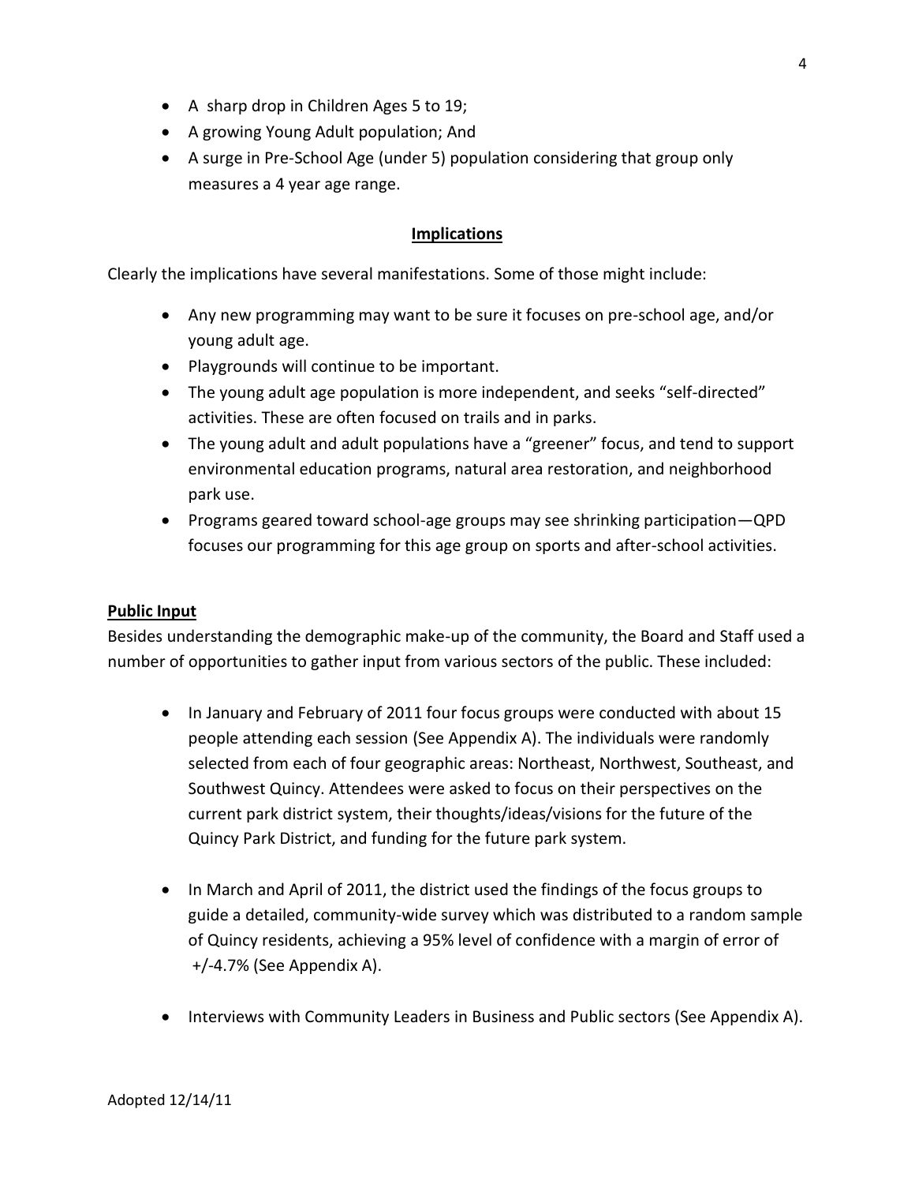- A  sharp drop in Children Ages 5 to 19;
- A growing Young Adult population; And
- A surge in Pre-School Age (under 5) population considering that group only measures a 4 year age range.

## Implications

Clearly the implications have several manifestations. Some of those might include:

- Any new programming may want to be sure it focuses on pre-school age, and/or young adult age.
- Playgrounds will continue to be important.
- The young adult age population is more independent, and seeks "self-directed" activities. These are often focused on trails and in parks.
- The young adult and adult populations have a "greener" focus, and tend to support environmental education programs, natural area restoration, and neighborhood park use.
- Programs geared toward school-age groups may see shrinking participation—QPD focuses our programming for this age group on sports and after-school activities.

## Public Input

Besides understanding the demographic make-up of the community, the Board and Staff used a number of opportunities to gather input from various sectors of the public. These included:

- In January and February of 2011 four focus groups were conducted with about 15 people attending each session (See Appendix A). The individuals were randomly selected from each of four geographic areas: Northeast, Northwest, Southeast, and Southwest Quincy. Attendees were asked to focus on their perspectives on the current park district system, their thoughts/ideas/visions for the future of the Quincy Park District, and funding for the future park system.

- In March and April of 2011, the district used the findings of the focus groups to guide a detailed, community-wide survey which was distributed to a random sample of Quincy residents, achieving a 95% level of confidence with a margin of error of +/-4.7% (See Appendix A).

- Interviews with Community Leaders in Business and Public sectors (See Appendix A).

Adopted 12/14/11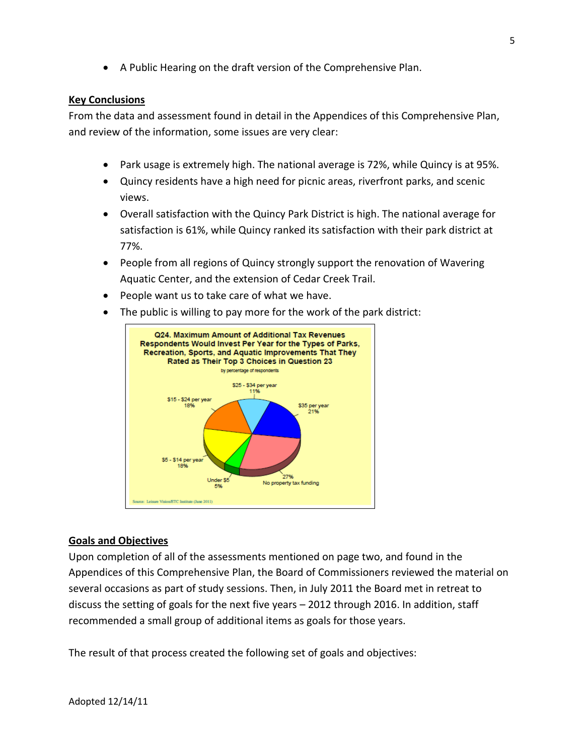- A Public Hearing on the draft version of the Comprehensive Plan.

**Key Conclusions**

From the data and assessment found in detail in the Appendices of this Comprehensive Plan, and review of the information, some issues are very clear:

- Park usage is extremely high. The national average is 72%, while Quincy is at 95%.
- Quincy residents have a high need for picnic areas, riverfront parks, and scenic views.
- Overall satisfaction with the Quincy Park District is high. The national average for satisfaction is 61%, while Quincy ranked its satisfaction with their park district at 77%.
- People from all regions of Quincy strongly support the renovation of Wavering Aquatic Center, and the extension of Cedar Creek Trail.
- People want us to take care of what we have.
- The public is willing to pay more for the work of the park district:

**Q24. Maximum Amount of Additional Tax Revenues Respondents Would Invest Per Year for the Types of Parks, Recreation, Sports, and Aquatic Improvements That They Rated as Their Top 3 Choices in Question 23**

by percentage of respondents

| Amount | Percentage |
|---|---|
| $35 per year | 21% |
| $25 - $34 per year | 11% |
| $15 - $24 per year | 18% |
| $5 - $14 per year | 18% |
| Under $5 | 5% |
| No property tax funding | 27% |

Source: Leisure Vision/ETC Institute (June 2011)

**Goals and Objectives**

Upon completion of all of the assessments mentioned on page two, and found in the Appendices of this Comprehensive Plan, the Board of Commissioners reviewed the material on several occasions as part of study sessions. Then, in July 2011 the Board met in retreat to discuss the setting of goals for the next five years – 2012 through 2016. In addition, staff recommended a small group of additional items as goals for those years.

The result of that process created the following set of goals and objectives:

Adopted 12/14/11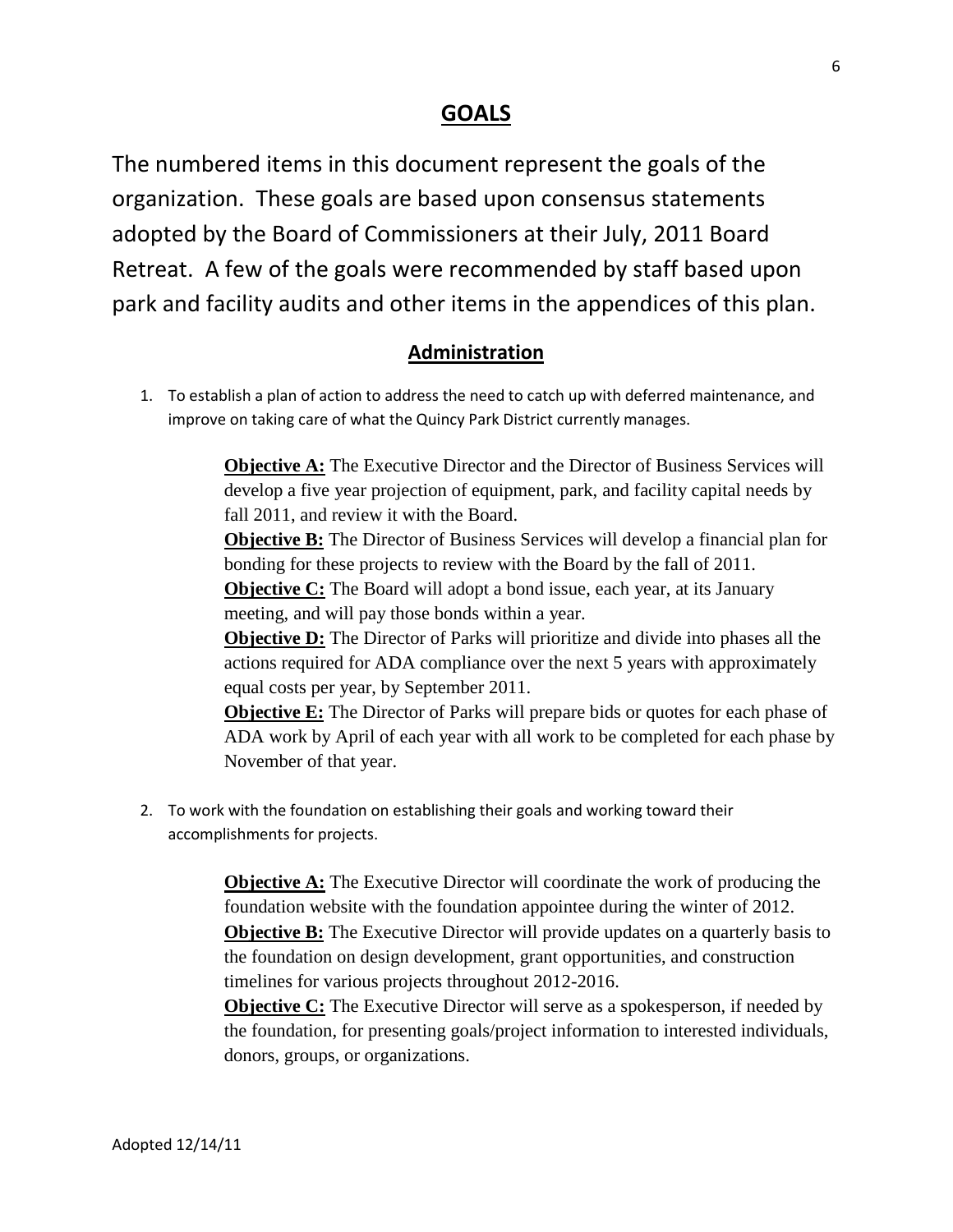# GOALS

The numbered items in this document represent the goals of the organization. These goals are based upon consensus statements adopted by the Board of Commissioners at their July, 2011 Board Retreat. A few of the goals were recommended by staff based upon park and facility audits and other items in the appendices of this plan.

## Administration

1. To establish a plan of action to address the need to catch up with deferred maintenance, and improve on taking care of what the Quincy Park District currently manages.

   **Objective A:** The Executive Director and the Director of Business Services will develop a five year projection of equipment, park, and facility capital needs by fall 2011, and review it with the Board.
   **Objective B:** The Director of Business Services will develop a financial plan for bonding for these projects to review with the Board by the fall of 2011.
   **Objective C:** The Board will adopt a bond issue, each year, at its January meeting, and will pay those bonds within a year.
   **Objective D:** The Director of Parks will prioritize and divide into phases all the actions required for ADA compliance over the next 5 years with approximately equal costs per year, by September 2011.
   **Objective E:** The Director of Parks will prepare bids or quotes for each phase of ADA work by April of each year with all work to be completed for each phase by November of that year.

2. To work with the foundation on establishing their goals and working toward their accomplishments for projects.

   **Objective A:** The Executive Director will coordinate the work of producing the foundation website with the foundation appointee during the winter of 2012.
   **Objective B:** The Executive Director will provide updates on a quarterly basis to the foundation on design development, grant opportunities, and construction timelines for various projects throughout 2012-2016.
   **Objective C:** The Executive Director will serve as a spokesperson, if needed by the foundation, for presenting goals/project information to interested individuals, donors, groups, or organizations.

Adopted 12/14/11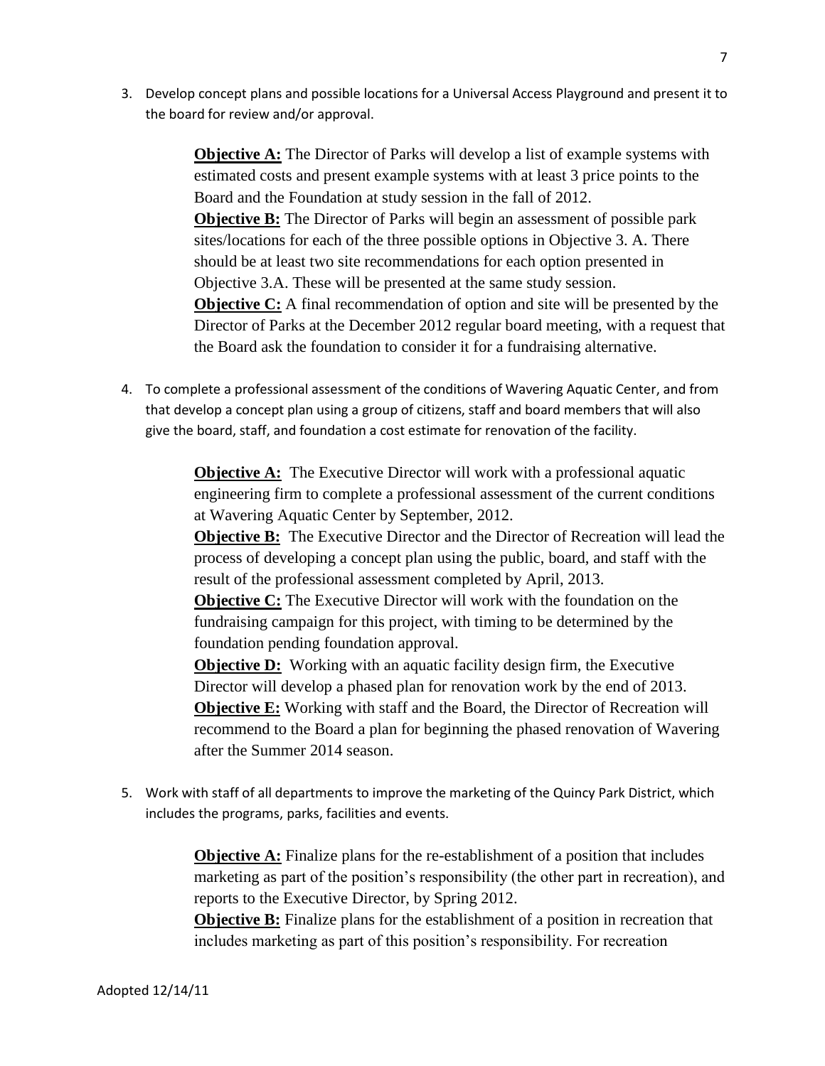3. Develop concept plans and possible locations for a Universal Access Playground and present it to the board for review and/or approval.

   **Objective A:** The Director of Parks will develop a list of example systems with estimated costs and present example systems with at least 3 price points to the Board and the Foundation at study session in the fall of 2012.
   **Objective B:** The Director of Parks will begin an assessment of possible park sites/locations for each of the three possible options in Objective 3. A. There should be at least two site recommendations for each option presented in Objective 3.A. These will be presented at the same study session.
   **Objective C:** A final recommendation of option and site will be presented by the Director of Parks at the December 2012 regular board meeting, with a request that the Board ask the foundation to consider it for a fundraising alternative.

4. To complete a professional assessment of the conditions of Wavering Aquatic Center, and from that develop a concept plan using a group of citizens, staff and board members that will also give the board, staff, and foundation a cost estimate for renovation of the facility.

   **Objective A:** The Executive Director will work with a professional aquatic engineering firm to complete a professional assessment of the current conditions at Wavering Aquatic Center by September, 2012.
   **Objective B:** The Executive Director and the Director of Recreation will lead the process of developing a concept plan using the public, board, and staff with the result of the professional assessment completed by April, 2013.
   **Objective C:** The Executive Director will work with the foundation on the fundraising campaign for this project, with timing to be determined by the foundation pending foundation approval.
   **Objective D:** Working with an aquatic facility design firm, the Executive Director will develop a phased plan for renovation work by the end of 2013.
   **Objective E:** Working with staff and the Board, the Director of Recreation will recommend to the Board a plan for beginning the phased renovation of Wavering after the Summer 2014 season.

5. Work with staff of all departments to improve the marketing of the Quincy Park District, which includes the programs, parks, facilities and events.

   **Objective A:** Finalize plans for the re-establishment of a position that includes marketing as part of the position's responsibility (the other part in recreation), and reports to the Executive Director, by Spring 2012.
   **Objective B:** Finalize plans for the establishment of a position in recreation that includes marketing as part of this position's responsibility. For recreation

Adopted 12/14/11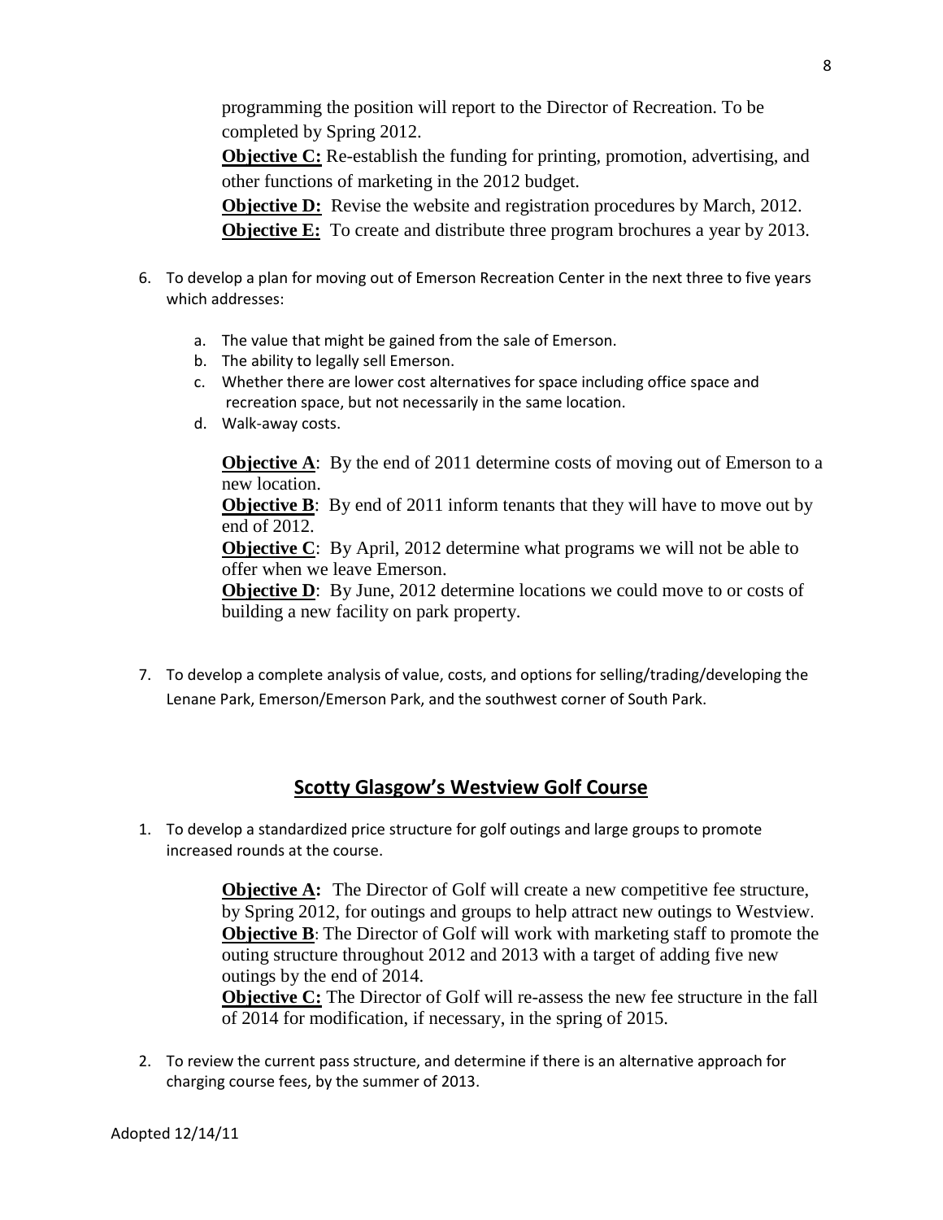programming the position will report to the Director of Recreation. To be completed by Spring 2012.

**Objective C:** Re-establish the funding for printing, promotion, advertising, and other functions of marketing in the 2012 budget.

**Objective D:** Revise the website and registration procedures by March, 2012.

**Objective E:** To create and distribute three program brochures a year by 2013.

6. To develop a plan for moving out of Emerson Recreation Center in the next three to five years which addresses:

   a. The value that might be gained from the sale of Emerson.
   b. The ability to legally sell Emerson.
   c. Whether there are lower cost alternatives for space including office space and recreation space, but not necessarily in the same location.
   d. Walk-away costs.

   **Objective A**: By the end of 2011 determine costs of moving out of Emerson to a new location.

   **Objective B**: By end of 2011 inform tenants that they will have to move out by end of 2012.

   **Objective C**: By April, 2012 determine what programs we will not be able to offer when we leave Emerson.

   **Objective D**: By June, 2012 determine locations we could move to or costs of building a new facility on park property.

7. To develop a complete analysis of value, costs, and options for selling/trading/developing the Lenane Park, Emerson/Emerson Park, and the southwest corner of South Park.

## Scotty Glasgow's Westview Golf Course

1. To develop a standardized price structure for golf outings and large groups to promote increased rounds at the course.

   **Objective A:** The Director of Golf will create a new competitive fee structure, by Spring 2012, for outings and groups to help attract new outings to Westview.

   **Objective B**: The Director of Golf will work with marketing staff to promote the outing structure throughout 2012 and 2013 with a target of adding five new outings by the end of 2014.

   **Objective C:** The Director of Golf will re-assess the new fee structure in the fall of 2014 for modification, if necessary, in the spring of 2015.

2. To review the current pass structure, and determine if there is an alternative approach for charging course fees, by the summer of 2013.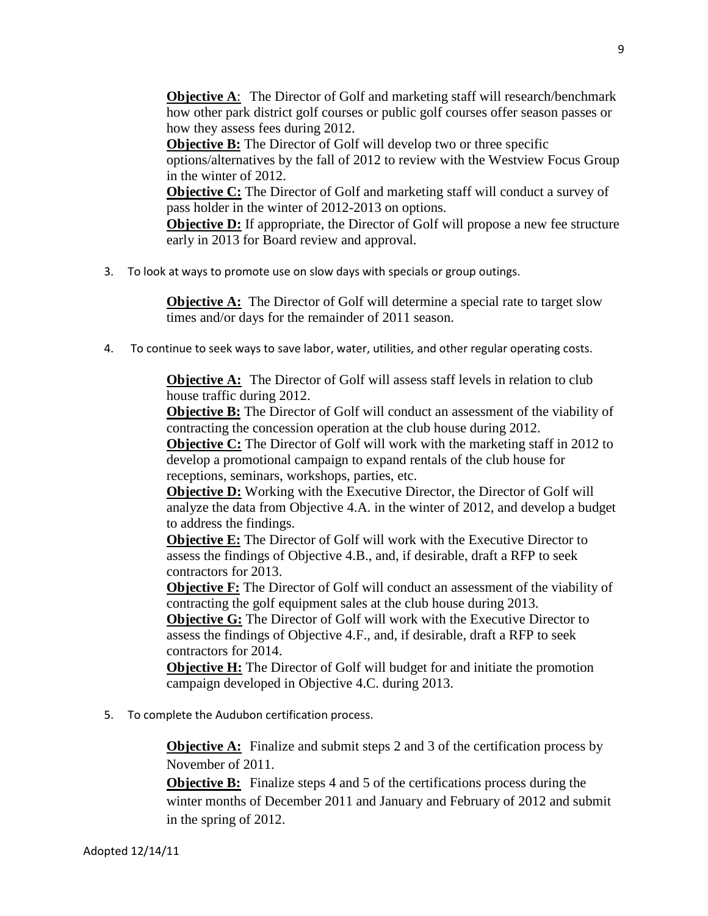**Objective A**: The Director of Golf and marketing staff will research/benchmark how other park district golf courses or public golf courses offer season passes or how they assess fees during 2012.
**Objective B:** The Director of Golf will develop two or three specific options/alternatives by the fall of 2012 to review with the Westview Focus Group in the winter of 2012.
**Objective C:** The Director of Golf and marketing staff will conduct a survey of pass holder in the winter of 2012-2013 on options.
**Objective D:** If appropriate, the Director of Golf will propose a new fee structure early in 2013 for Board review and approval.

3. To look at ways to promote use on slow days with specials or group outings.

**Objective A:** The Director of Golf will determine a special rate to target slow times and/or days for the remainder of 2011 season.

4. To continue to seek ways to save labor, water, utilities, and other regular operating costs.

**Objective A:** The Director of Golf will assess staff levels in relation to club house traffic during 2012.
**Objective B:** The Director of Golf will conduct an assessment of the viability of contracting the concession operation at the club house during 2012.
**Objective C:** The Director of Golf will work with the marketing staff in 2012 to develop a promotional campaign to expand rentals of the club house for receptions, seminars, workshops, parties, etc.
**Objective D:** Working with the Executive Director, the Director of Golf will analyze the data from Objective 4.A. in the winter of 2012, and develop a budget to address the findings.
**Objective E:** The Director of Golf will work with the Executive Director to assess the findings of Objective 4.B., and, if desirable, draft a RFP to seek contractors for 2013.
**Objective F:** The Director of Golf will conduct an assessment of the viability of contracting the golf equipment sales at the club house during 2013.
**Objective G:** The Director of Golf will work with the Executive Director to assess the findings of Objective 4.F., and, if desirable, draft a RFP to seek contractors for 2014.
**Objective H:** The Director of Golf will budget for and initiate the promotion campaign developed in Objective 4.C. during 2013.

5. To complete the Audubon certification process.

**Objective A:** Finalize and submit steps 2 and 3 of the certification process by November of 2011.
**Objective B:** Finalize steps 4 and 5 of the certifications process during the winter months of December 2011 and January and February of 2012 and submit in the spring of 2012.

Adopted 12/14/11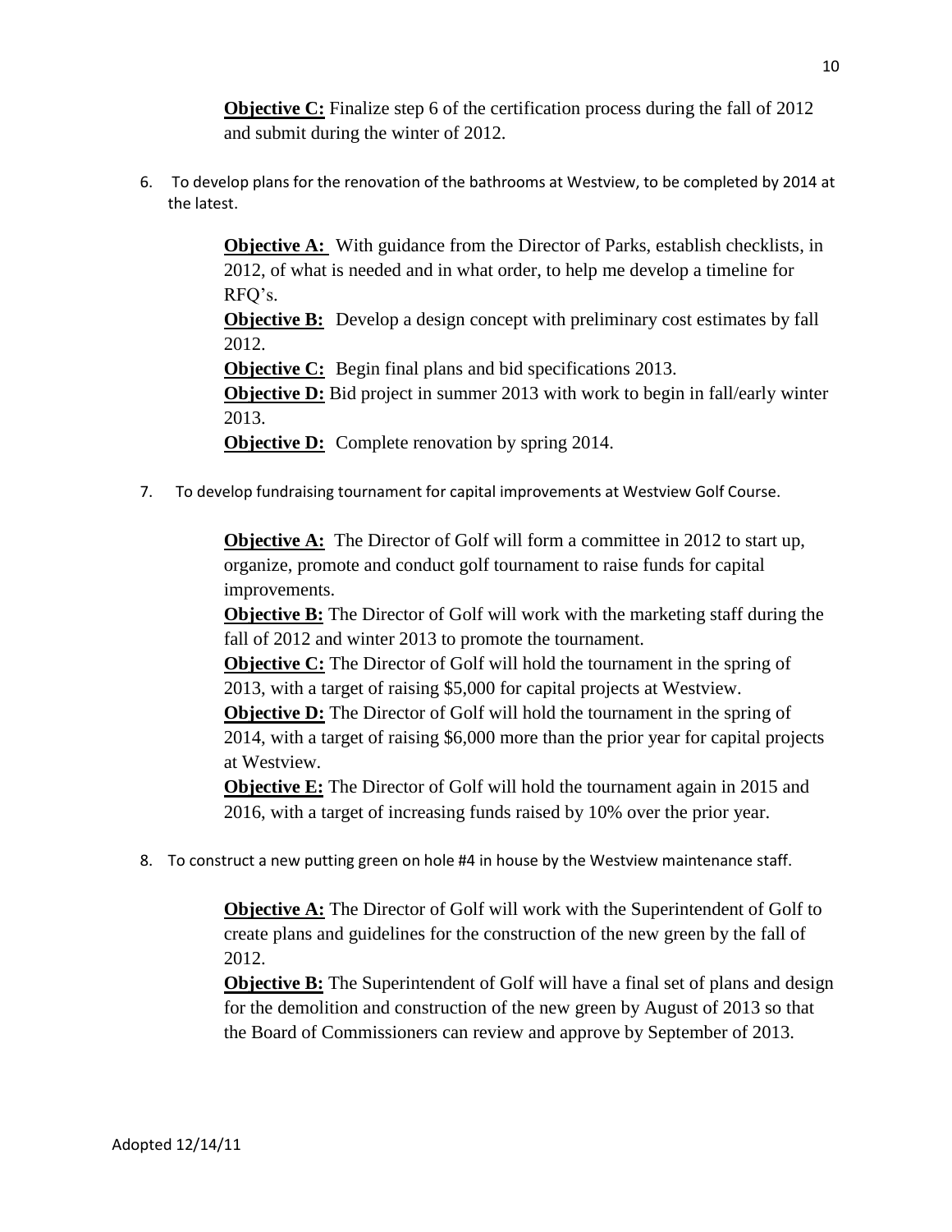**Objective C:** Finalize step 6 of the certification process during the fall of 2012 and submit during the winter of 2012.

6. To develop plans for the renovation of the bathrooms at Westview, to be completed by 2014 at the latest.

    **Objective A:** With guidance from the Director of Parks, establish checklists, in 2012, of what is needed and in what order, to help me develop a timeline for RFQ's.
    **Objective B:** Develop a design concept with preliminary cost estimates by fall 2012.
    **Objective C:** Begin final plans and bid specifications 2013.
    **Objective D:** Bid project in summer 2013 with work to begin in fall/early winter 2013.
    **Objective D:** Complete renovation by spring 2014.

7. To develop fundraising tournament for capital improvements at Westview Golf Course.

    **Objective A:** The Director of Golf will form a committee in 2012 to start up, organize, promote and conduct golf tournament to raise funds for capital improvements.
    **Objective B:** The Director of Golf will work with the marketing staff during the fall of 2012 and winter 2013 to promote the tournament.
    **Objective C:** The Director of Golf will hold the tournament in the spring of 2013, with a target of raising $5,000 for capital projects at Westview.
    **Objective D:** The Director of Golf will hold the tournament in the spring of 2014, with a target of raising $6,000 more than the prior year for capital projects at Westview.
    **Objective E:** The Director of Golf will hold the tournament again in 2015 and 2016, with a target of increasing funds raised by 10% over the prior year.

8. To construct a new putting green on hole #4 in house by the Westview maintenance staff.

    **Objective A:** The Director of Golf will work with the Superintendent of Golf to create plans and guidelines for the construction of the new green by the fall of 2012.
    **Objective B:** The Superintendent of Golf will have a final set of plans and design for the demolition and construction of the new green by August of 2013 so that the Board of Commissioners can review and approve by September of 2013.

Adopted 12/14/11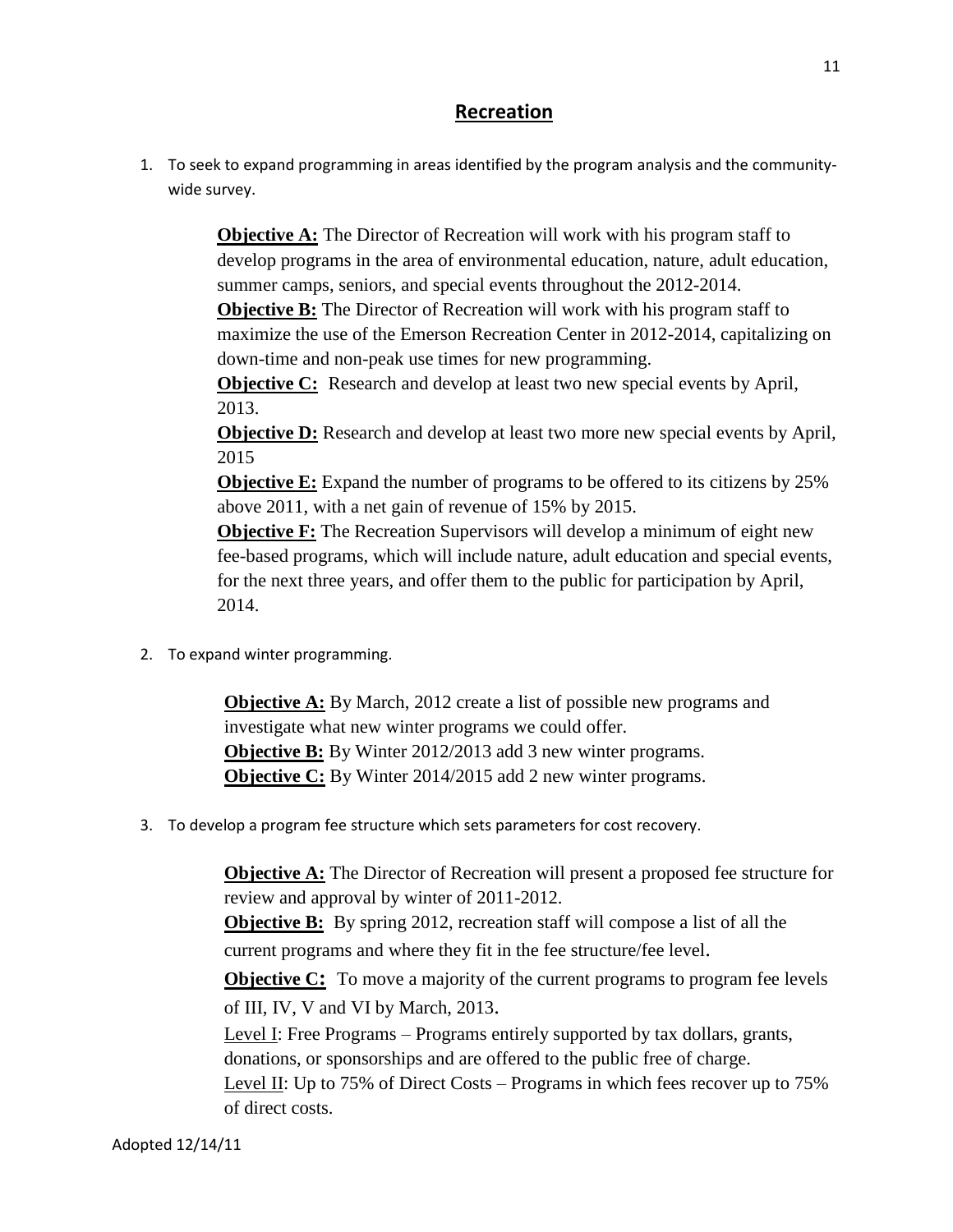## Recreation

1. To seek to expand programming in areas identified by the program analysis and the community-wide survey.

    **Objective A:** The Director of Recreation will work with his program staff to develop programs in the area of environmental education, nature, adult education, summer camps, seniors, and special events throughout the 2012-2014.
    **Objective B:** The Director of Recreation will work with his program staff to maximize the use of the Emerson Recreation Center in 2012-2014, capitalizing on down-time and non-peak use times for new programming.
    **Objective C:** Research and develop at least two new special events by April, 2013.
    **Objective D:** Research and develop at least two more new special events by April, 2015
    **Objective E:** Expand the number of programs to be offered to its citizens by 25% above 2011, with a net gain of revenue of 15% by 2015.
    **Objective F:** The Recreation Supervisors will develop a minimum of eight new fee-based programs, which will include nature, adult education and special events, for the next three years, and offer them to the public for participation by April, 2014.

2. To expand winter programming.

    **Objective A:** By March, 2012 create a list of possible new programs and investigate what new winter programs we could offer.
    **Objective B:** By Winter 2012/2013 add 3 new winter programs.
    **Objective C:** By Winter 2014/2015 add 2 new winter programs.

3. To develop a program fee structure which sets parameters for cost recovery.

    **Objective A:** The Director of Recreation will present a proposed fee structure for review and approval by winter of 2011-2012.
    **Objective B:** By spring 2012, recreation staff will compose a list of all the current programs and where they fit in the fee structure/fee level.
    **Objective C:** To move a majority of the current programs to program fee levels of III, IV, V and VI by March, 2013.
    Level I: Free Programs – Programs entirely supported by tax dollars, grants, donations, or sponsorships and are offered to the public free of charge.
    Level II: Up to 75% of Direct Costs – Programs in which fees recover up to 75% of direct costs.

Adopted 12/14/11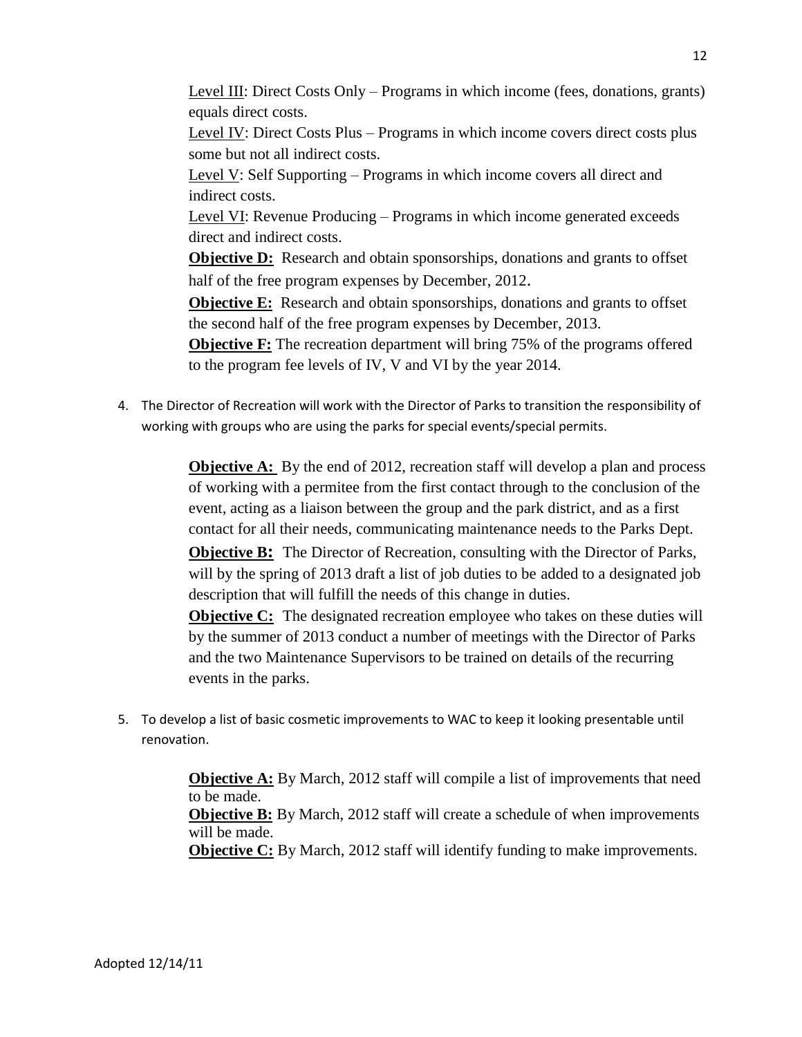Level III: Direct Costs Only – Programs in which income (fees, donations, grants) equals direct costs.
Level IV: Direct Costs Plus – Programs in which income covers direct costs plus some but not all indirect costs.
Level V: Self Supporting – Programs in which income covers all direct and indirect costs.
Level VI: Revenue Producing – Programs in which income generated exceeds direct and indirect costs.
**Objective D:** Research and obtain sponsorships, donations and grants to offset half of the free program expenses by December, 2012.
**Objective E:** Research and obtain sponsorships, donations and grants to offset the second half of the free program expenses by December, 2013.
**Objective F:** The recreation department will bring 75% of the programs offered to the program fee levels of IV, V and VI by the year 2014.

4. The Director of Recreation will work with the Director of Parks to transition the responsibility of working with groups who are using the parks for special events/special permits.

**Objective A:** By the end of 2012, recreation staff will develop a plan and process of working with a permitee from the first contact through to the conclusion of the event, acting as a liaison between the group and the park district, and as a first contact for all their needs, communicating maintenance needs to the Parks Dept.
**Objective B:** The Director of Recreation, consulting with the Director of Parks, will by the spring of 2013 draft a list of job duties to be added to a designated job description that will fulfill the needs of this change in duties.
**Objective C:** The designated recreation employee who takes on these duties will by the summer of 2013 conduct a number of meetings with the Director of Parks and the two Maintenance Supervisors to be trained on details of the recurring events in the parks.

5. To develop a list of basic cosmetic improvements to WAC to keep it looking presentable until renovation.

**Objective A:** By March, 2012 staff will compile a list of improvements that need to be made.
**Objective B:** By March, 2012 staff will create a schedule of when improvements will be made.
**Objective C:** By March, 2012 staff will identify funding to make improvements.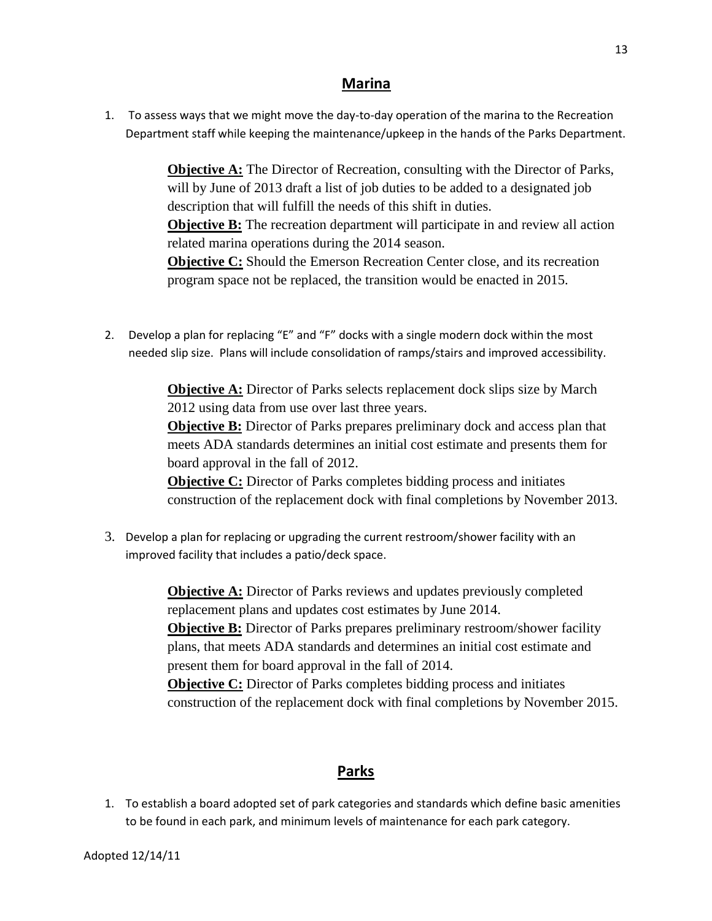## Marina

1. To assess ways that we might move the day-to-day operation of the marina to the Recreation Department staff while keeping the maintenance/upkeep in the hands of the Parks Department.

   **Objective A:** The Director of Recreation, consulting with the Director of Parks, will by June of 2013 draft a list of job duties to be added to a designated job description that will fulfill the needs of this shift in duties.
   **Objective B:** The recreation department will participate in and review all action related marina operations during the 2014 season.
   **Objective C:** Should the Emerson Recreation Center close, and its recreation program space not be replaced, the transition would be enacted in 2015.

2. Develop a plan for replacing "E" and "F" docks with a single modern dock within the most needed slip size. Plans will include consolidation of ramps/stairs and improved accessibility.

   **Objective A:** Director of Parks selects replacement dock slips size by March 2012 using data from use over last three years.
   **Objective B:** Director of Parks prepares preliminary dock and access plan that meets ADA standards determines an initial cost estimate and presents them for board approval in the fall of 2012.
   **Objective C:** Director of Parks completes bidding process and initiates construction of the replacement dock with final completions by November 2013.

3. Develop a plan for replacing or upgrading the current restroom/shower facility with an improved facility that includes a patio/deck space.

   **Objective A:** Director of Parks reviews and updates previously completed replacement plans and updates cost estimates by June 2014.
   **Objective B:** Director of Parks prepares preliminary restroom/shower facility plans, that meets ADA standards and determines an initial cost estimate and present them for board approval in the fall of 2014.
   **Objective C:** Director of Parks completes bidding process and initiates construction of the replacement dock with final completions by November 2015.

## Parks

1. To establish a board adopted set of park categories and standards which define basic amenities to be found in each park, and minimum levels of maintenance for each park category.

Adopted 12/14/11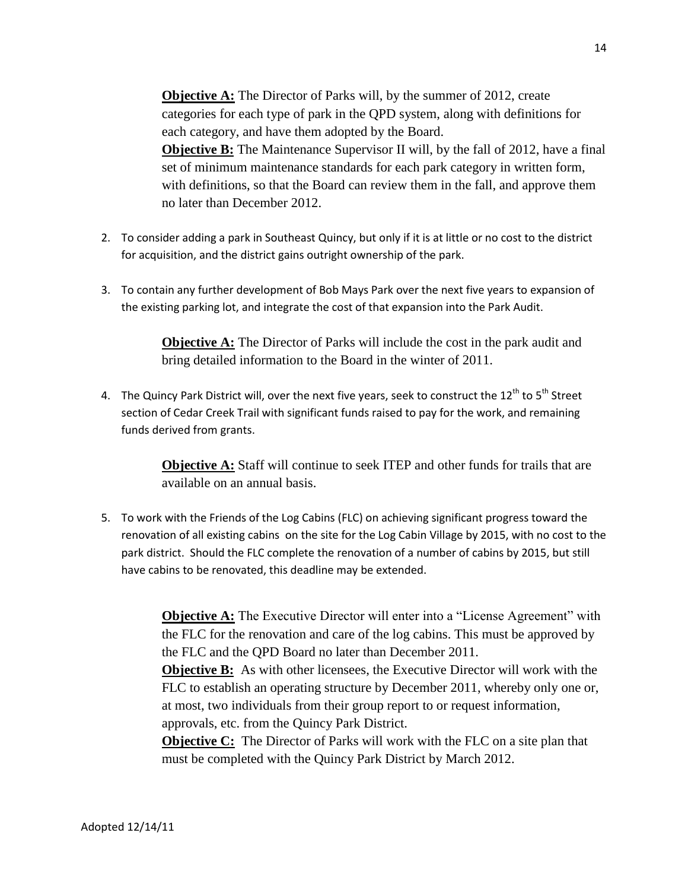**Objective A:** The Director of Parks will, by the summer of 2012, create categories for each type of park in the QPD system, along with definitions for each category, and have them adopted by the Board.
**Objective B:** The Maintenance Supervisor II will, by the fall of 2012, have a final set of minimum maintenance standards for each park category in written form, with definitions, so that the Board can review them in the fall, and approve them no later than December 2012.

2. To consider adding a park in Southeast Quincy, but only if it is at little or no cost to the district for acquisition, and the district gains outright ownership of the park.

3. To contain any further development of Bob Mays Park over the next five years to expansion of the existing parking lot, and integrate the cost of that expansion into the Park Audit.

   **Objective A:** The Director of Parks will include the cost in the park audit and bring detailed information to the Board in the winter of 2011.

4. The Quincy Park District will, over the next five years, seek to construct the 12th to 5th Street section of Cedar Creek Trail with significant funds raised to pay for the work, and remaining funds derived from grants.

   **Objective A:** Staff will continue to seek ITEP and other funds for trails that are available on an annual basis.

5. To work with the Friends of the Log Cabins (FLC) on achieving significant progress toward the renovation of all existing cabins on the site for the Log Cabin Village by 2015, with no cost to the park district. Should the FLC complete the renovation of a number of cabins by 2015, but still have cabins to be renovated, this deadline may be extended.

   **Objective A:** The Executive Director will enter into a "License Agreement" with the FLC for the renovation and care of the log cabins. This must be approved by the FLC and the QPD Board no later than December 2011.
   **Objective B:** As with other licensees, the Executive Director will work with the FLC to establish an operating structure by December 2011, whereby only one or, at most, two individuals from their group report to or request information, approvals, etc. from the Quincy Park District.
   **Objective C:** The Director of Parks will work with the FLC on a site plan that must be completed with the Quincy Park District by March 2012.

Adopted 12/14/11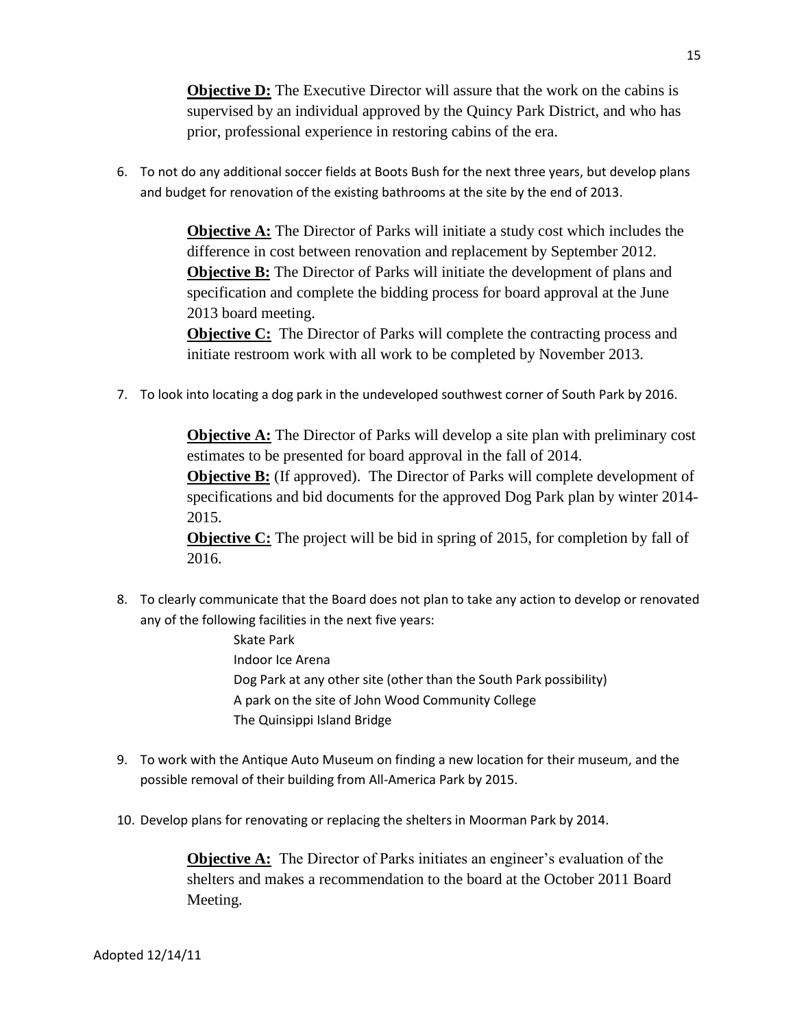**Objective D:** The Executive Director will assure that the work on the cabins is supervised by an individual approved by the Quincy Park District, and who has prior, professional experience in restoring cabins of the era.

6. To not do any additional soccer fields at Boots Bush for the next three years, but develop plans and budget for renovation of the existing bathrooms at the site by the end of 2013.

   **Objective A:** The Director of Parks will initiate a study cost which includes the difference in cost between renovation and replacement by September 2012.
   **Objective B:** The Director of Parks will initiate the development of plans and specification and complete the bidding process for board approval at the June 2013 board meeting.
   **Objective C:** The Director of Parks will complete the contracting process and initiate restroom work with all work to be completed by November 2013.

7. To look into locating a dog park in the undeveloped southwest corner of South Park by 2016.

   **Objective A:** The Director of Parks will develop a site plan with preliminary cost estimates to be presented for board approval in the fall of 2014.
   **Objective B:** (If approved). The Director of Parks will complete development of specifications and bid documents for the approved Dog Park plan by winter 2014-2015.
   **Objective C:** The project will be bid in spring of 2015, for completion by fall of 2016.

8. To clearly communicate that the Board does not plan to take any action to develop or renovated any of the following facilities in the next five years:

   Skate Park
   Indoor Ice Arena
   Dog Park at any other site (other than the South Park possibility)
   A park on the site of John Wood Community College
   The Quinsippi Island Bridge

9. To work with the Antique Auto Museum on finding a new location for their museum, and the possible removal of their building from All-America Park by 2015.

10. Develop plans for renovating or replacing the shelters in Moorman Park by 2014.

    **Objective A:** The Director of Parks initiates an engineer's evaluation of the shelters and makes a recommendation to the board at the October 2011 Board Meeting.

Adopted 12/14/11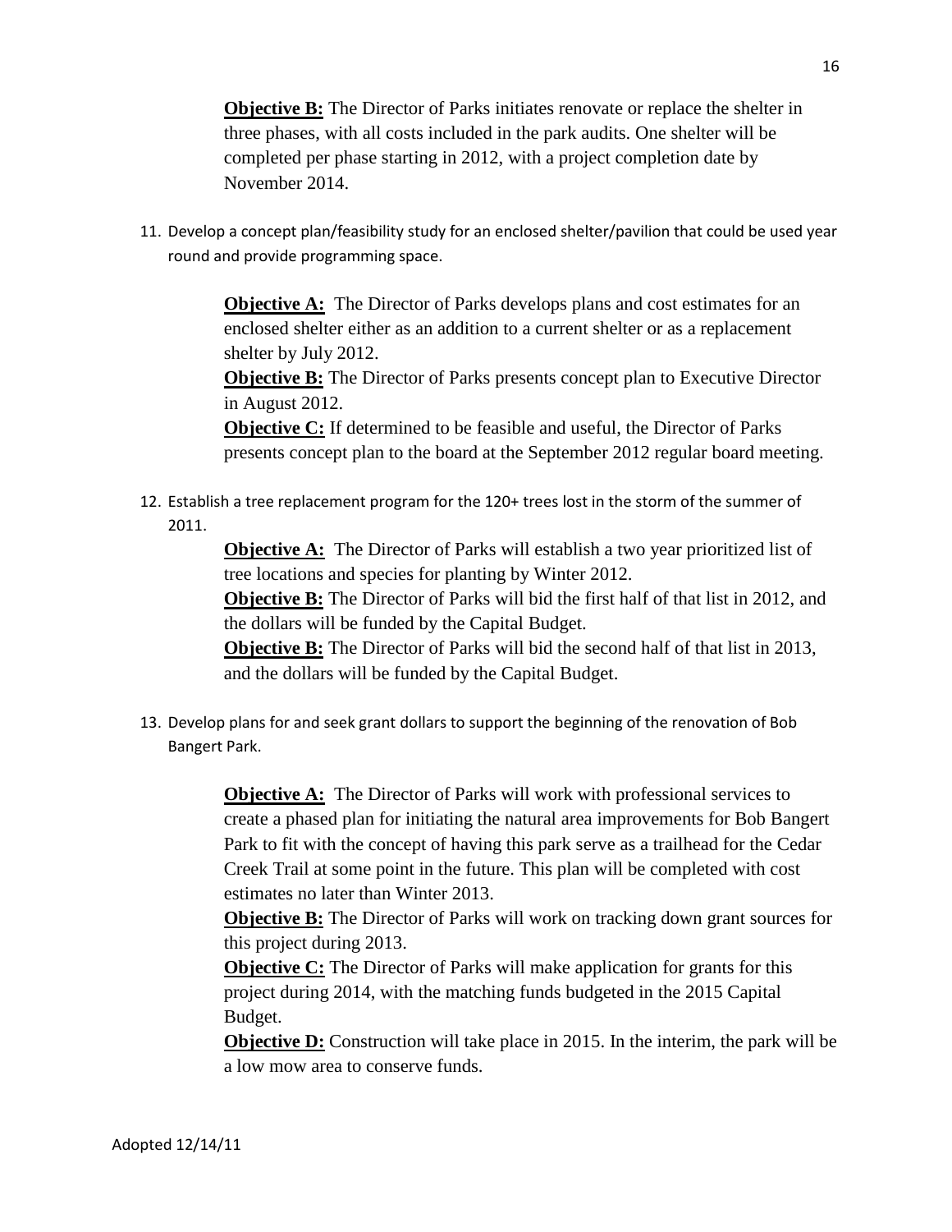**Objective B:** The Director of Parks initiates renovate or replace the shelter in three phases, with all costs included in the park audits. One shelter will be completed per phase starting in 2012, with a project completion date by November 2014.

11. Develop a concept plan/feasibility study for an enclosed shelter/pavilion that could be used year round and provide programming space.

    **Objective A:** The Director of Parks develops plans and cost estimates for an enclosed shelter either as an addition to a current shelter or as a replacement shelter by July 2012.
    **Objective B:** The Director of Parks presents concept plan to Executive Director in August 2012.
    **Objective C:** If determined to be feasible and useful, the Director of Parks presents concept plan to the board at the September 2012 regular board meeting.

12. Establish a tree replacement program for the 120+ trees lost in the storm of the summer of 2011.

    **Objective A:** The Director of Parks will establish a two year prioritized list of tree locations and species for planting by Winter 2012.
    **Objective B:** The Director of Parks will bid the first half of that list in 2012, and the dollars will be funded by the Capital Budget.
    **Objective B:** The Director of Parks will bid the second half of that list in 2013, and the dollars will be funded by the Capital Budget.

13. Develop plans for and seek grant dollars to support the beginning of the renovation of Bob Bangert Park.

    **Objective A:** The Director of Parks will work with professional services to create a phased plan for initiating the natural area improvements for Bob Bangert Park to fit with the concept of having this park serve as a trailhead for the Cedar Creek Trail at some point in the future. This plan will be completed with cost estimates no later than Winter 2013.
    **Objective B:** The Director of Parks will work on tracking down grant sources for this project during 2013.
    **Objective C:** The Director of Parks will make application for grants for this project during 2014, with the matching funds budgeted in the 2015 Capital Budget.
    **Objective D:** Construction will take place in 2015. In the interim, the park will be a low mow area to conserve funds.

Adopted 12/14/11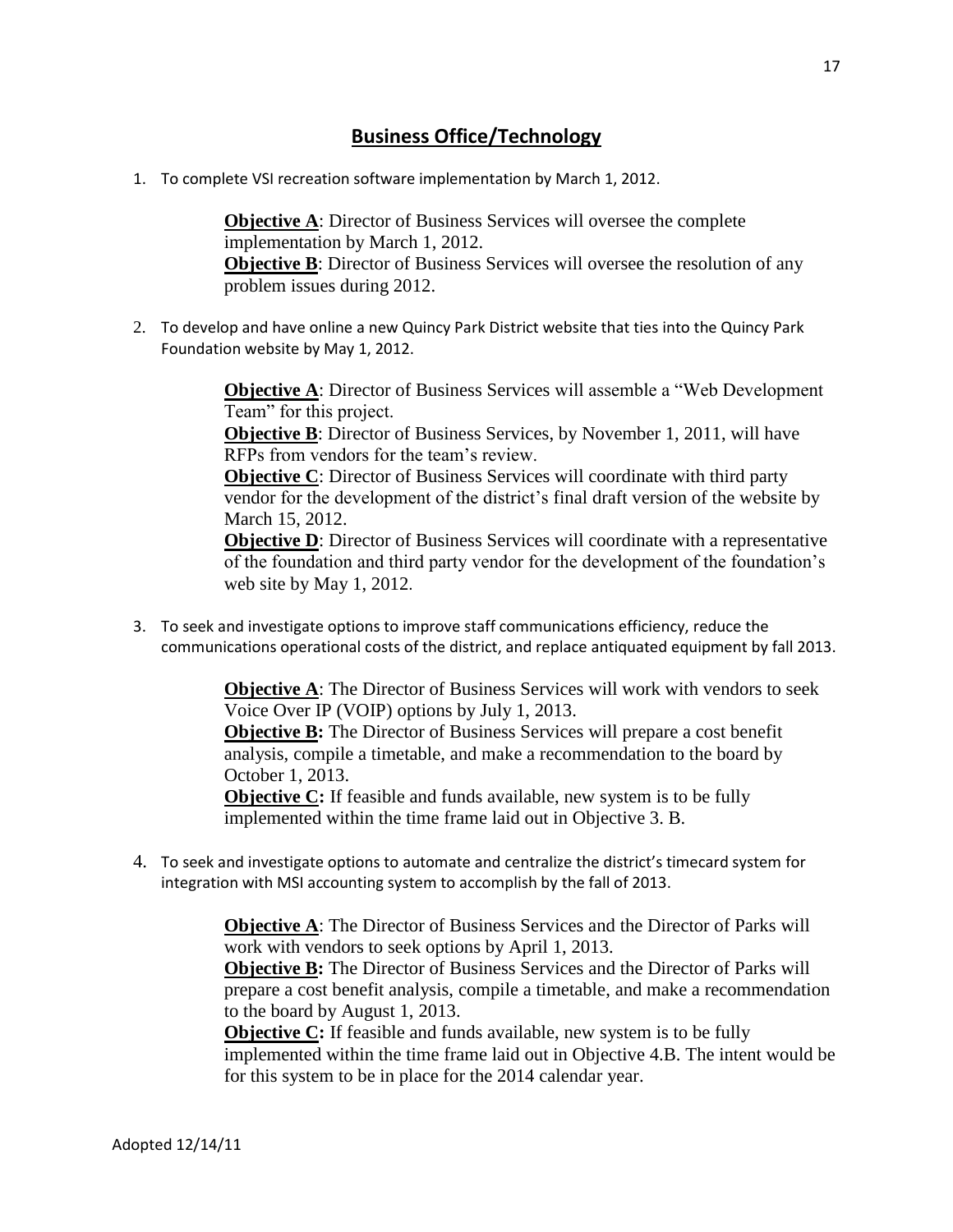## Business Office/Technology

1. To complete VSI recreation software implementation by March 1, 2012.

   **Objective A**: Director of Business Services will oversee the complete implementation by March 1, 2012.
   **Objective B**: Director of Business Services will oversee the resolution of any problem issues during 2012.

2. To develop and have online a new Quincy Park District website that ties into the Quincy Park Foundation website by May 1, 2012.

   **Objective A**: Director of Business Services will assemble a "Web Development Team" for this project.
   **Objective B**: Director of Business Services, by November 1, 2011, will have RFPs from vendors for the team's review.
   **Objective C**: Director of Business Services will coordinate with third party vendor for the development of the district's final draft version of the website by March 15, 2012.
   **Objective D**: Director of Business Services will coordinate with a representative of the foundation and third party vendor for the development of the foundation's web site by May 1, 2012.

3. To seek and investigate options to improve staff communications efficiency, reduce the communications operational costs of the district, and replace antiquated equipment by fall 2013.

   **Objective A**: The Director of Business Services will work with vendors to seek Voice Over IP (VOIP) options by July 1, 2013.
   **Objective B:** The Director of Business Services will prepare a cost benefit analysis, compile a timetable, and make a recommendation to the board by October 1, 2013.
   **Objective C:** If feasible and funds available, new system is to be fully implemented within the time frame laid out in Objective 3. B.

4. To seek and investigate options to automate and centralize the district's timecard system for integration with MSI accounting system to accomplish by the fall of 2013.

   **Objective A**: The Director of Business Services and the Director of Parks will work with vendors to seek options by April 1, 2013.
   **Objective B:** The Director of Business Services and the Director of Parks will prepare a cost benefit analysis, compile a timetable, and make a recommendation to the board by August 1, 2013.
   **Objective C:** If feasible and funds available, new system is to be fully implemented within the time frame laid out in Objective 4.B. The intent would be for this system to be in place for the 2014 calendar year.

Adopted 12/14/11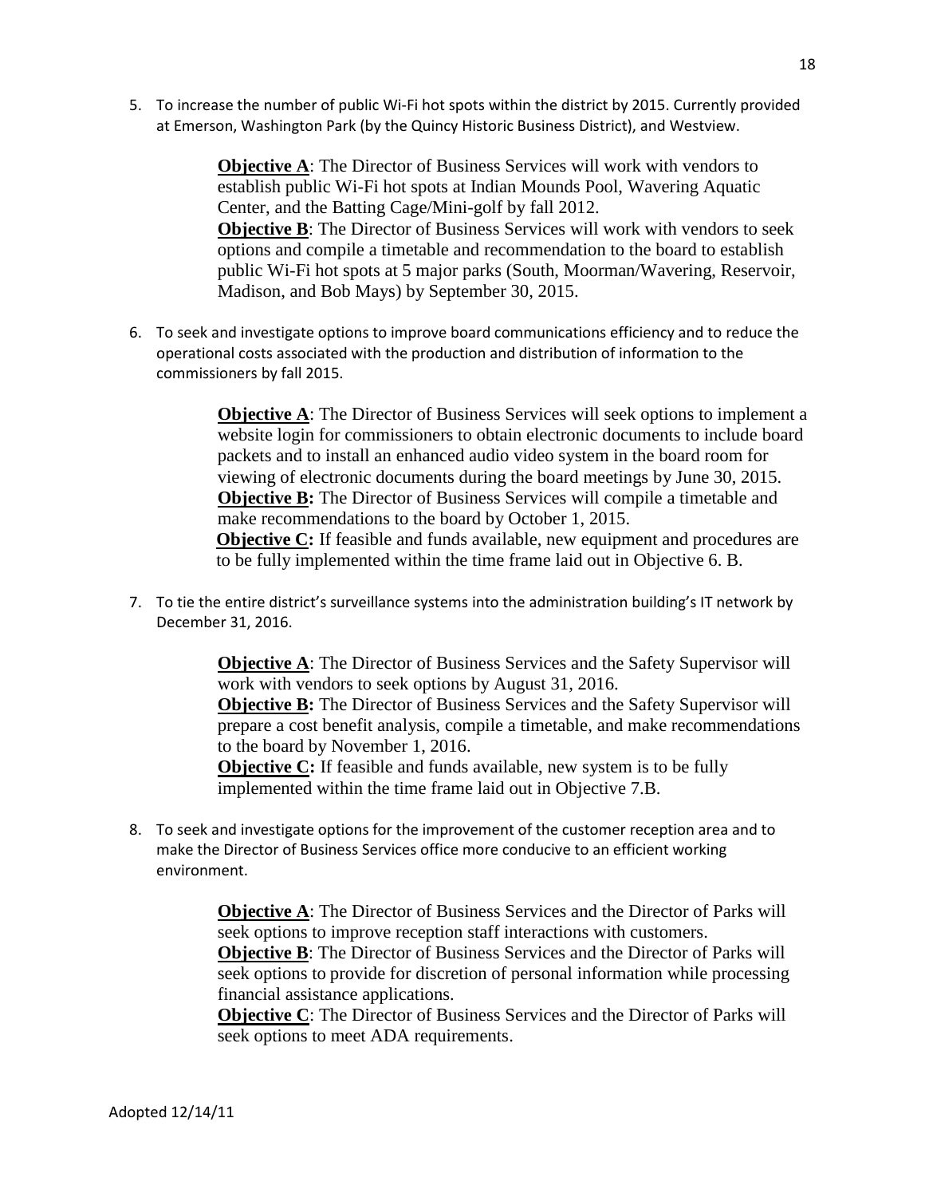5. To increase the number of public Wi-Fi hot spots within the district by 2015. Currently provided at Emerson, Washington Park (by the Quincy Historic Business District), and Westview.

   **Objective A**: The Director of Business Services will work with vendors to establish public Wi-Fi hot spots at Indian Mounds Pool, Wavering Aquatic Center, and the Batting Cage/Mini-golf by fall 2012.
   **Objective B**: The Director of Business Services will work with vendors to seek options and compile a timetable and recommendation to the board to establish public Wi-Fi hot spots at 5 major parks (South, Moorman/Wavering, Reservoir, Madison, and Bob Mays) by September 30, 2015.

6. To seek and investigate options to improve board communications efficiency and to reduce the operational costs associated with the production and distribution of information to the commissioners by fall 2015.

   **Objective A**: The Director of Business Services will seek options to implement a website login for commissioners to obtain electronic documents to include board packets and to install an enhanced audio video system in the board room for viewing of electronic documents during the board meetings by June 30, 2015.
   **Objective B:** The Director of Business Services will compile a timetable and make recommendations to the board by October 1, 2015.
   **Objective C:** If feasible and funds available, new equipment and procedures are to be fully implemented within the time frame laid out in Objective 6. B.

7. To tie the entire district's surveillance systems into the administration building's IT network by December 31, 2016.

   **Objective A**: The Director of Business Services and the Safety Supervisor will work with vendors to seek options by August 31, 2016.
   **Objective B:** The Director of Business Services and the Safety Supervisor will prepare a cost benefit analysis, compile a timetable, and make recommendations to the board by November 1, 2016.
   **Objective C:** If feasible and funds available, new system is to be fully implemented within the time frame laid out in Objective 7.B.

8. To seek and investigate options for the improvement of the customer reception area and to make the Director of Business Services office more conducive to an efficient working environment.

   **Objective A**: The Director of Business Services and the Director of Parks will seek options to improve reception staff interactions with customers.
   **Objective B**: The Director of Business Services and the Director of Parks will seek options to provide for discretion of personal information while processing financial assistance applications.
   **Objective C**: The Director of Business Services and the Director of Parks will seek options to meet ADA requirements.

Adopted 12/14/11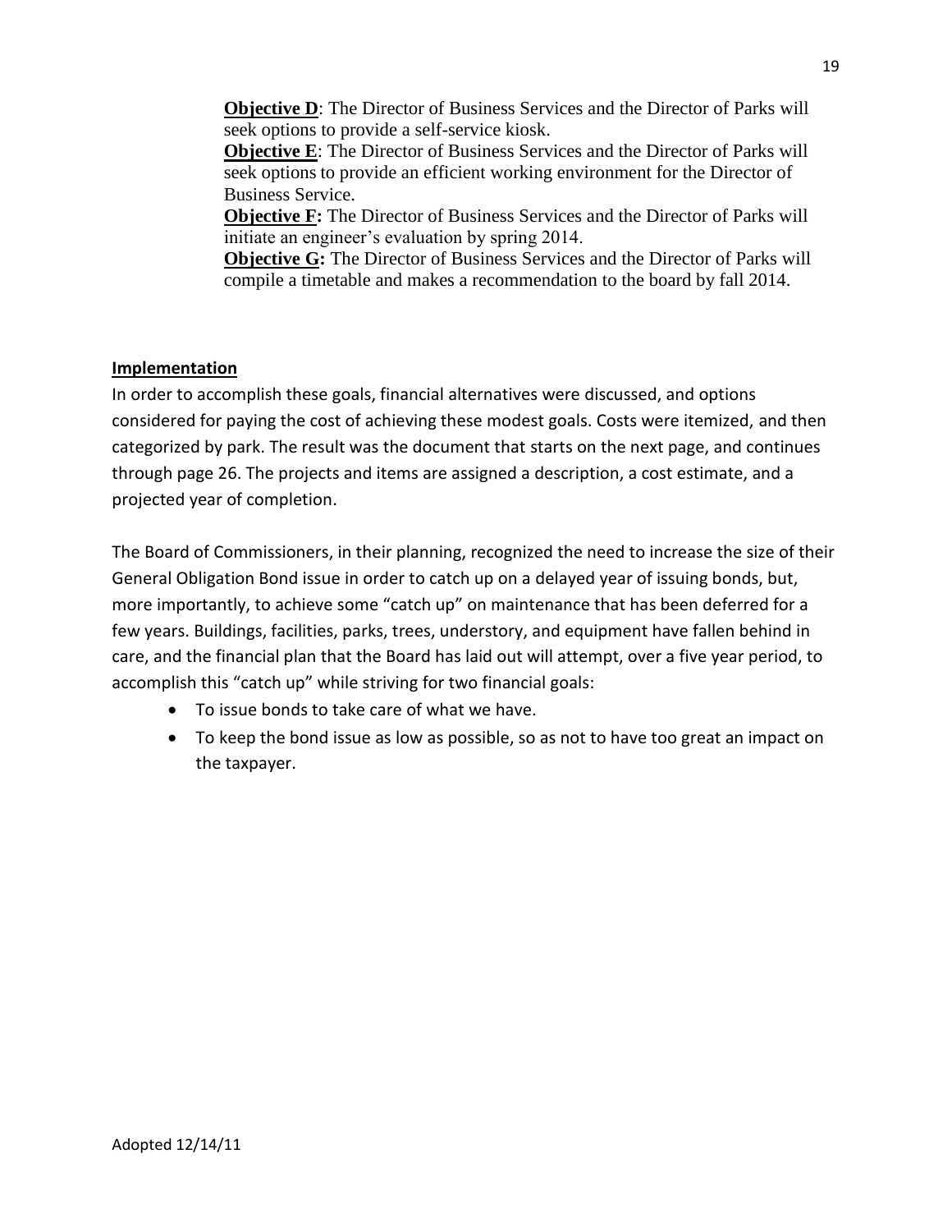**Objective D**: The Director of Business Services and the Director of Parks will seek options to provide a self-service kiosk.

**Objective E**: The Director of Business Services and the Director of Parks will seek options to provide an efficient working environment for the Director of Business Service.

**Objective F:** The Director of Business Services and the Director of Parks will initiate an engineer's evaluation by spring 2014.

**Objective G:** The Director of Business Services and the Director of Parks will compile a timetable and makes a recommendation to the board by fall 2014.

**Implementation**

In order to accomplish these goals, financial alternatives were discussed, and options considered for paying the cost of achieving these modest goals. Costs were itemized, and then categorized by park. The result was the document that starts on the next page, and continues through page 26. The projects and items are assigned a description, a cost estimate, and a projected year of completion.

The Board of Commissioners, in their planning, recognized the need to increase the size of their General Obligation Bond issue in order to catch up on a delayed year of issuing bonds, but, more importantly, to achieve some "catch up" on maintenance that has been deferred for a few years. Buildings, facilities, parks, trees, understory, and equipment have fallen behind in care, and the financial plan that the Board has laid out will attempt, over a five year period, to accomplish this "catch up" while striving for two financial goals:

- To issue bonds to take care of what we have.
- To keep the bond issue as low as possible, so as not to have too great an impact on the taxpayer.

Adopted 12/14/11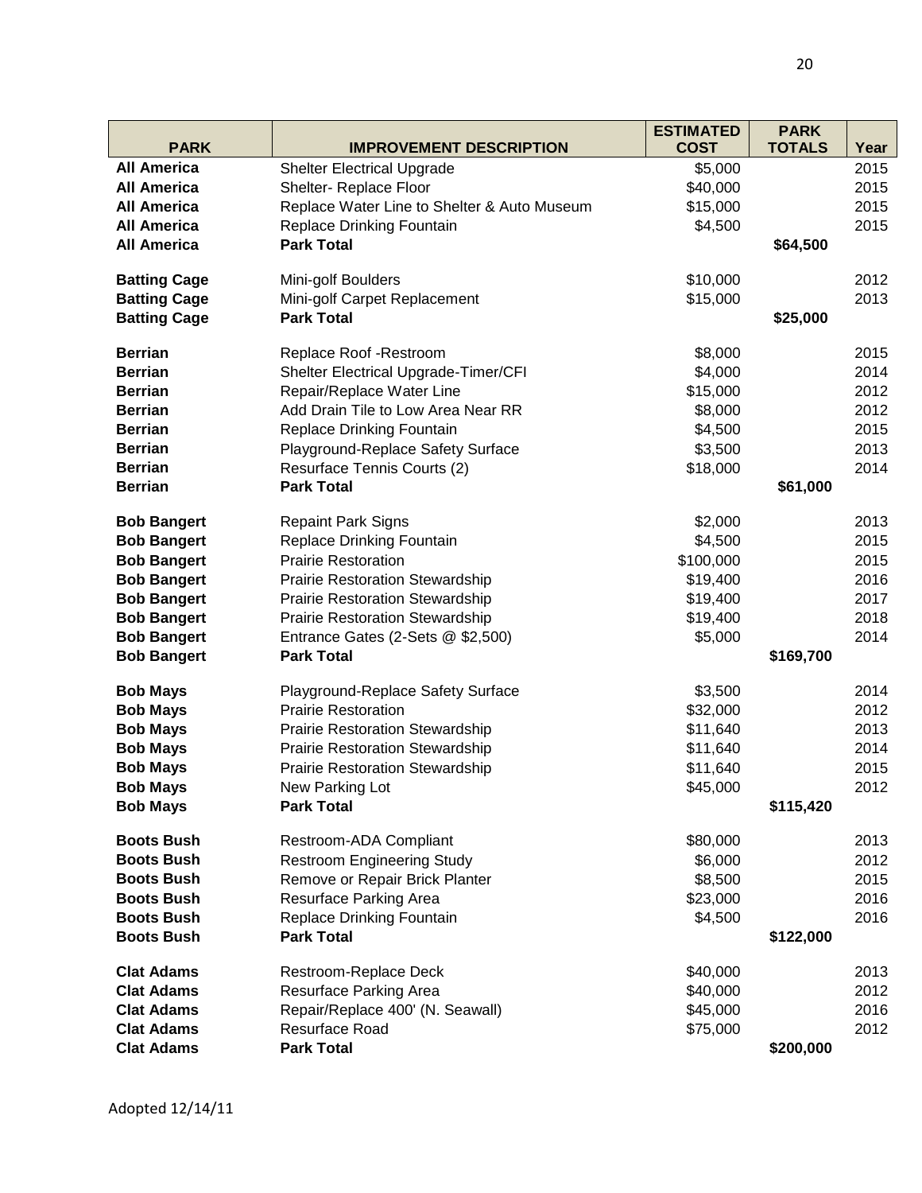| PARK | IMPROVEMENT DESCRIPTION | ESTIMATED COST | PARK TOTALS | Year |
|---|---|---|---|---|
| **All America** | Shelter Electrical Upgrade | $5,000 | | 2015 |
| **All America** | Shelter- Replace Floor | $40,000 | | 2015 |
| **All America** | Replace Water Line to Shelter & Auto Museum | $15,000 | | 2015 |
| **All America** | Replace Drinking Fountain | $4,500 | | 2015 |
| **All America** | **Park Total** | | **$64,500** | |
| | | | | |
| **Batting Cage** | Mini-golf Boulders | $10,000 | | 2012 |
| **Batting Cage** | Mini-golf Carpet Replacement | $15,000 | | 2013 |
| **Batting Cage** | **Park Total** | | **$25,000** | |
| | | | | |
| **Berrian** | Replace Roof -Restroom | $8,000 | | 2015 |
| **Berrian** | Shelter Electrical Upgrade-Timer/CFI | $4,000 | | 2014 |
| **Berrian** | Repair/Replace Water Line | $15,000 | | 2012 |
| **Berrian** | Add Drain Tile to Low Area Near RR | $8,000 | | 2012 |
| **Berrian** | Replace Drinking Fountain | $4,500 | | 2015 |
| **Berrian** | Playground-Replace Safety Surface | $3,500 | | 2013 |
| **Berrian** | Resurface Tennis Courts (2) | $18,000 | | 2014 |
| **Berrian** | **Park Total** | | **$61,000** | |
| | | | | |
| **Bob Bangert** | Repaint Park Signs | $2,000 | | 2013 |
| **Bob Bangert** | Replace Drinking Fountain | $4,500 | | 2015 |
| **Bob Bangert** | Prairie Restoration | $100,000 | | 2015 |
| **Bob Bangert** | Prairie Restoration Stewardship | $19,400 | | 2016 |
| **Bob Bangert** | Prairie Restoration Stewardship | $19,400 | | 2017 |
| **Bob Bangert** | Prairie Restoration Stewardship | $19,400 | | 2018 |
| **Bob Bangert** | Entrance Gates (2-Sets @ $2,500) | $5,000 | | 2014 |
| **Bob Bangert** | **Park Total** | | **$169,700** | |
| | | | | |
| **Bob Mays** | Playground-Replace Safety Surface | $3,500 | | 2014 |
| **Bob Mays** | Prairie Restoration | $32,000 | | 2012 |
| **Bob Mays** | Prairie Restoration Stewardship | $11,640 | | 2013 |
| **Bob Mays** | Prairie Restoration Stewardship | $11,640 | | 2014 |
| **Bob Mays** | Prairie Restoration Stewardship | $11,640 | | 2015 |
| **Bob Mays** | New Parking Lot | $45,000 | | 2012 |
| **Bob Mays** | **Park Total** | | **$115,420** | |
| | | | | |
| **Boots Bush** | Restroom-ADA Compliant | $80,000 | | 2013 |
| **Boots Bush** | Restroom Engineering Study | $6,000 | | 2012 |
| **Boots Bush** | Remove or Repair Brick Planter | $8,500 | | 2015 |
| **Boots Bush** | Resurface Parking Area | $23,000 | | 2016 |
| **Boots Bush** | Replace Drinking Fountain | $4,500 | | 2016 |
| **Boots Bush** | **Park Total** | | **$122,000** | |
| | | | | |
| **Clat Adams** | Restroom-Replace Deck | $40,000 | | 2013 |
| **Clat Adams** | Resurface Parking Area | $40,000 | | 2012 |
| **Clat Adams** | Repair/Replace 400' (N. Seawall) | $45,000 | | 2016 |
| **Clat Adams** | Resurface Road | $75,000 | | 2012 |
| **Clat Adams** | **Park Total** | | **$200,000** | |

Adopted 12/14/11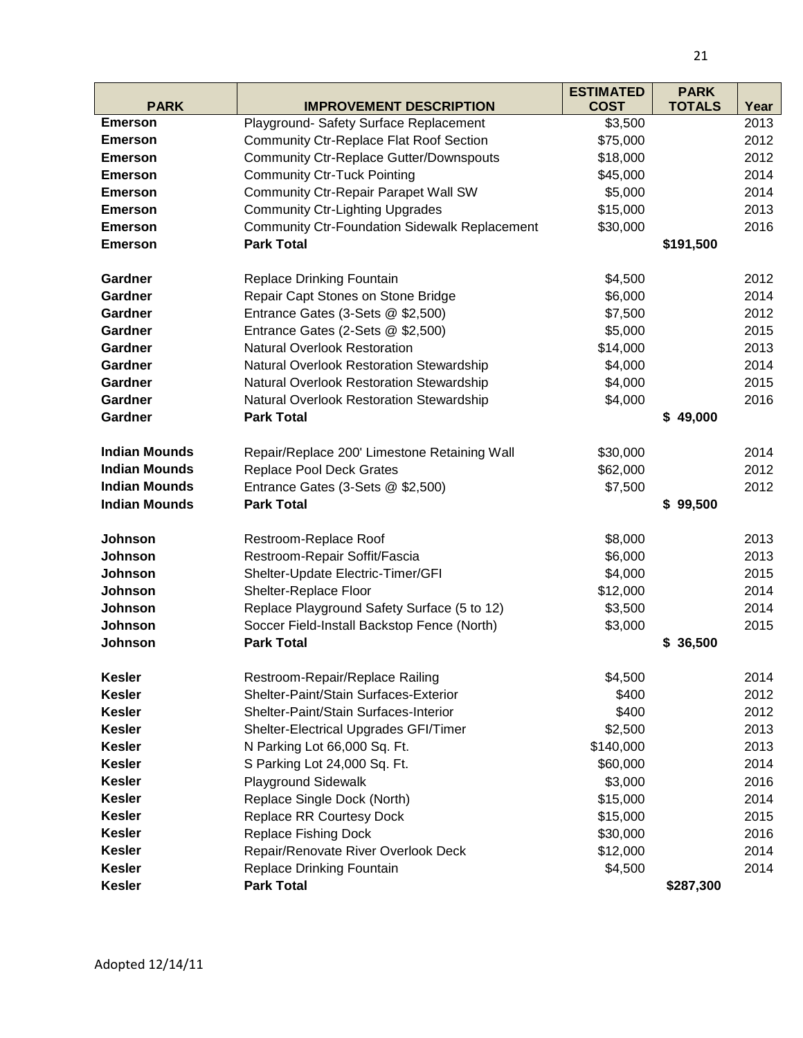| PARK | IMPROVEMENT DESCRIPTION | ESTIMATED COST | PARK TOTALS | Year |
|---|---|---|---|---|
| **Emerson** | Playground- Safety Surface Replacement | $3,500 | | 2013 |
| **Emerson** | Community Ctr-Replace Flat Roof Section | $75,000 | | 2012 |
| **Emerson** | Community Ctr-Replace Gutter/Downspouts | $18,000 | | 2012 |
| **Emerson** | Community Ctr-Tuck Pointing | $45,000 | | 2014 |
| **Emerson** | Community Ctr-Repair Parapet Wall SW | $5,000 | | 2014 |
| **Emerson** | Community Ctr-Lighting Upgrades | $15,000 | | 2013 |
| **Emerson** | Community Ctr-Foundation Sidewalk Replacement | $30,000 | | 2016 |
| **Emerson** | **Park Total** | | **$191,500** | |
| | | | | |
| **Gardner** | Replace Drinking Fountain | $4,500 | | 2012 |
| **Gardner** | Repair Capt Stones on Stone Bridge | $6,000 | | 2014 |
| **Gardner** | Entrance Gates (3-Sets @ $2,500) | $7,500 | | 2012 |
| **Gardner** | Entrance Gates (2-Sets @ $2,500) | $5,000 | | 2015 |
| **Gardner** | Natural Overlook Restoration | $14,000 | | 2013 |
| **Gardner** | Natural Overlook Restoration Stewardship | $4,000 | | 2014 |
| **Gardner** | Natural Overlook Restoration Stewardship | $4,000 | | 2015 |
| **Gardner** | Natural Overlook Restoration Stewardship | $4,000 | | 2016 |
| **Gardner** | **Park Total** | | **$ 49,000** | |
| | | | | |
| **Indian Mounds** | Repair/Replace 200' Limestone Retaining Wall | $30,000 | | 2014 |
| **Indian Mounds** | Replace Pool Deck Grates | $62,000 | | 2012 |
| **Indian Mounds** | Entrance Gates (3-Sets @ $2,500) | $7,500 | | 2012 |
| **Indian Mounds** | **Park Total** | | **$ 99,500** | |
| | | | | |
| **Johnson** | Restroom-Replace Roof | $8,000 | | 2013 |
| **Johnson** | Restroom-Repair Soffit/Fascia | $6,000 | | 2013 |
| **Johnson** | Shelter-Update Electric-Timer/GFI | $4,000 | | 2015 |
| **Johnson** | Shelter-Replace Floor | $12,000 | | 2014 |
| **Johnson** | Replace Playground Safety Surface (5 to 12) | $3,500 | | 2014 |
| **Johnson** | Soccer Field-Install Backstop Fence (North) | $3,000 | | 2015 |
| **Johnson** | **Park Total** | | **$ 36,500** | |
| | | | | |
| **Kesler** | Restroom-Repair/Replace Railing | $4,500 | | 2014 |
| **Kesler** | Shelter-Paint/Stain Surfaces-Exterior | $400 | | 2012 |
| **Kesler** | Shelter-Paint/Stain Surfaces-Interior | $400 | | 2012 |
| **Kesler** | Shelter-Electrical Upgrades GFI/Timer | $2,500 | | 2013 |
| **Kesler** | N Parking Lot 66,000 Sq. Ft. | $140,000 | | 2013 |
| **Kesler** | S Parking Lot 24,000 Sq. Ft. | $60,000 | | 2014 |
| **Kesler** | Playground Sidewalk | $3,000 | | 2016 |
| **Kesler** | Replace Single Dock (North) | $15,000 | | 2014 |
| **Kesler** | Replace RR Courtesy Dock | $15,000 | | 2015 |
| **Kesler** | Replace Fishing Dock | $30,000 | | 2016 |
| **Kesler** | Repair/Renovate River Overlook Deck | $12,000 | | 2014 |
| **Kesler** | Replace Drinking Fountain | $4,500 | | 2014 |
| **Kesler** | **Park Total** | | **$287,300** | |

Adopted 12/14/11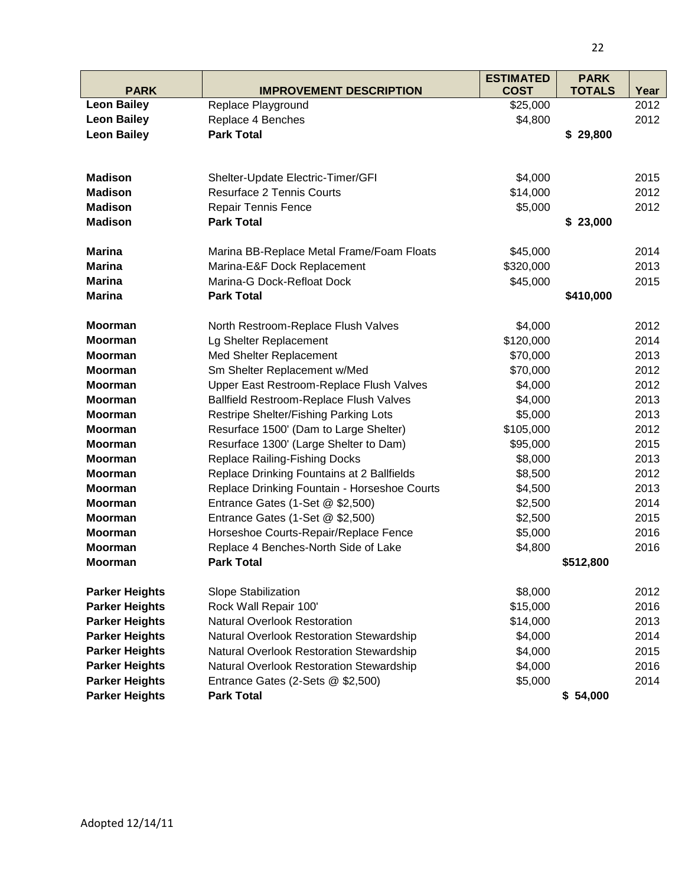| PARK | IMPROVEMENT DESCRIPTION | ESTIMATED COST | PARK TOTALS | Year |
|---|---|---|---|---|
| **Leon Bailey** | Replace Playground | $25,000 | | 2012 |
| **Leon Bailey** | Replace 4 Benches | $4,800 | | 2012 |
| **Leon Bailey** | **Park Total** | | **$ 29,800** | |
| | | | | |
| **Madison** | Shelter-Update Electric-Timer/GFI | $4,000 | | 2015 |
| **Madison** | Resurface 2 Tennis Courts | $14,000 | | 2012 |
| **Madison** | Repair Tennis Fence | $5,000 | | 2012 |
| **Madison** | **Park Total** | | **$ 23,000** | |
| | | | | |
| **Marina** | Marina BB-Replace Metal Frame/Foam Floats | $45,000 | | 2014 |
| **Marina** | Marina-E&F Dock Replacement | $320,000 | | 2013 |
| **Marina** | Marina-G Dock-Refloat Dock | $45,000 | | 2015 |
| **Marina** | **Park Total** | | **$410,000** | |
| | | | | |
| **Moorman** | North Restroom-Replace Flush Valves | $4,000 | | 2012 |
| **Moorman** | Lg Shelter Replacement | $120,000 | | 2014 |
| **Moorman** | Med Shelter Replacement | $70,000 | | 2013 |
| **Moorman** | Sm Shelter Replacement w/Med | $70,000 | | 2012 |
| **Moorman** | Upper East Restroom-Replace Flush Valves | $4,000 | | 2012 |
| **Moorman** | Ballfield Restroom-Replace Flush Valves | $4,000 | | 2013 |
| **Moorman** | Restripe Shelter/Fishing Parking Lots | $5,000 | | 2013 |
| **Moorman** | Resurface 1500' (Dam to Large Shelter) | $105,000 | | 2012 |
| **Moorman** | Resurface 1300' (Large Shelter to Dam) | $95,000 | | 2015 |
| **Moorman** | Replace Railing-Fishing Docks | $8,000 | | 2013 |
| **Moorman** | Replace Drinking Fountains at 2 Ballfields | $8,500 | | 2012 |
| **Moorman** | Replace Drinking Fountain - Horseshoe Courts | $4,500 | | 2013 |
| **Moorman** | Entrance Gates (1-Set @ $2,500) | $2,500 | | 2014 |
| **Moorman** | Entrance Gates (1-Set @ $2,500) | $2,500 | | 2015 |
| **Moorman** | Horseshoe Courts-Repair/Replace Fence | $5,000 | | 2016 |
| **Moorman** | Replace 4 Benches-North Side of Lake | $4,800 | | 2016 |
| **Moorman** | **Park Total** | | **$512,800** | |
| | | | | |
| **Parker Heights** | Slope Stabilization | $8,000 | | 2012 |
| **Parker Heights** | Rock Wall Repair 100' | $15,000 | | 2016 |
| **Parker Heights** | Natural Overlook Restoration | $14,000 | | 2013 |
| **Parker Heights** | Natural Overlook Restoration Stewardship | $4,000 | | 2014 |
| **Parker Heights** | Natural Overlook Restoration Stewardship | $4,000 | | 2015 |
| **Parker Heights** | Natural Overlook Restoration Stewardship | $4,000 | | 2016 |
| **Parker Heights** | Entrance Gates (2-Sets @ $2,500) | $5,000 | | 2014 |
| **Parker Heights** | **Park Total** | | **$ 54,000** | |

Adopted 12/14/11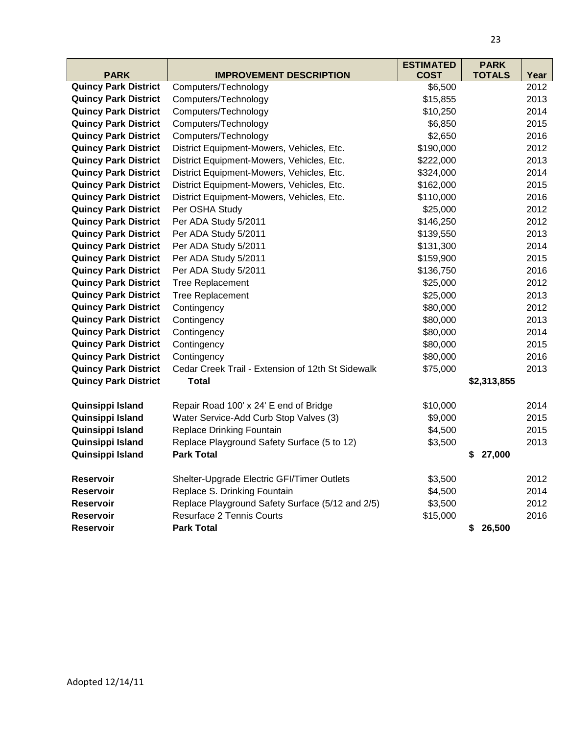| PARK | IMPROVEMENT DESCRIPTION | ESTIMATED COST | PARK TOTALS | Year |
|---|---|---|---|---|
| **Quincy Park District** | Computers/Technology | $6,500 | | 2012 |
| **Quincy Park District** | Computers/Technology | $15,855 | | 2013 |
| **Quincy Park District** | Computers/Technology | $10,250 | | 2014 |
| **Quincy Park District** | Computers/Technology | $6,850 | | 2015 |
| **Quincy Park District** | Computers/Technology | $2,650 | | 2016 |
| **Quincy Park District** | District Equipment-Mowers, Vehicles, Etc. | $190,000 | | 2012 |
| **Quincy Park District** | District Equipment-Mowers, Vehicles, Etc. | $222,000 | | 2013 |
| **Quincy Park District** | District Equipment-Mowers, Vehicles, Etc. | $324,000 | | 2014 |
| **Quincy Park District** | District Equipment-Mowers, Vehicles, Etc. | $162,000 | | 2015 |
| **Quincy Park District** | District Equipment-Mowers, Vehicles, Etc. | $110,000 | | 2016 |
| **Quincy Park District** | Per OSHA Study | $25,000 | | 2012 |
| **Quincy Park District** | Per ADA Study 5/2011 | $146,250 | | 2012 |
| **Quincy Park District** | Per ADA Study 5/2011 | $139,550 | | 2013 |
| **Quincy Park District** | Per ADA Study 5/2011 | $131,300 | | 2014 |
| **Quincy Park District** | Per ADA Study 5/2011 | $159,900 | | 2015 |
| **Quincy Park District** | Per ADA Study 5/2011 | $136,750 | | 2016 |
| **Quincy Park District** | Tree Replacement | $25,000 | | 2012 |
| **Quincy Park District** | Tree Replacement | $25,000 | | 2013 |
| **Quincy Park District** | Contingency | $80,000 | | 2012 |
| **Quincy Park District** | Contingency | $80,000 | | 2013 |
| **Quincy Park District** | Contingency | $80,000 | | 2014 |
| **Quincy Park District** | Contingency | $80,000 | | 2015 |
| **Quincy Park District** | Contingency | $80,000 | | 2016 |
| **Quincy Park District** | Cedar Creek Trail - Extension of 12th St Sidewalk | $75,000 | | 2013 |
| **Quincy Park District** | **Total** | | **$2,313,855** | |
| | | | | |
| **Quinsippi Island** | Repair Road 100' x 24' E end of Bridge | $10,000 | | 2014 |
| **Quinsippi Island** | Water Service-Add Curb Stop Valves (3) | $9,000 | | 2015 |
| **Quinsippi Island** | Replace Drinking Fountain | $4,500 | | 2015 |
| **Quinsippi Island** | Replace Playground Safety Surface (5 to 12) | $3,500 | | 2013 |
| **Quinsippi Island** | **Park Total** | | **$ 27,000** | |
| | | | | |
| **Reservoir** | Shelter-Upgrade Electric GFI/Timer Outlets | $3,500 | | 2012 |
| **Reservoir** | Replace S. Drinking Fountain | $4,500 | | 2014 |
| **Reservoir** | Replace Playground Safety Surface (5/12 and 2/5) | $3,500 | | 2012 |
| **Reservoir** | Resurface 2 Tennis Courts | $15,000 | | 2016 |
| **Reservoir** | **Park Total** | | **$ 26,500** | |

Adopted 12/14/11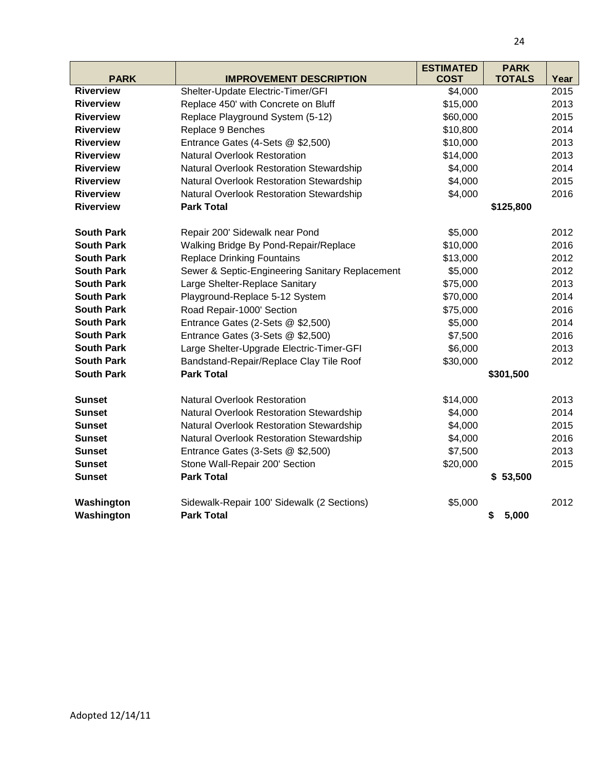| PARK | IMPROVEMENT DESCRIPTION | ESTIMATED COST | PARK TOTALS | Year |
|---|---|---|---|---|
| **Riverview** | Shelter-Update Electric-Timer/GFI | $4,000 | | 2015 |
| **Riverview** | Replace 450' with Concrete on Bluff | $15,000 | | 2013 |
| **Riverview** | Replace Playground System (5-12) | $60,000 | | 2015 |
| **Riverview** | Replace 9 Benches | $10,800 | | 2014 |
| **Riverview** | Entrance Gates (4-Sets @ $2,500) | $10,000 | | 2013 |
| **Riverview** | Natural Overlook Restoration | $14,000 | | 2013 |
| **Riverview** | Natural Overlook Restoration Stewardship | $4,000 | | 2014 |
| **Riverview** | Natural Overlook Restoration Stewardship | $4,000 | | 2015 |
| **Riverview** | Natural Overlook Restoration Stewardship | $4,000 | | 2016 |
| **Riverview** | **Park Total** | | **$125,800** | |
| | | | | |
| **South Park** | Repair 200' Sidewalk near Pond | $5,000 | | 2012 |
| **South Park** | Walking Bridge By Pond-Repair/Replace | $10,000 | | 2016 |
| **South Park** | Replace Drinking Fountains | $13,000 | | 2012 |
| **South Park** | Sewer & Septic-Engineering Sanitary Replacement | $5,000 | | 2012 |
| **South Park** | Large Shelter-Replace Sanitary | $75,000 | | 2013 |
| **South Park** | Playground-Replace 5-12 System | $70,000 | | 2014 |
| **South Park** | Road Repair-1000' Section | $75,000 | | 2016 |
| **South Park** | Entrance Gates (2-Sets @ $2,500) | $5,000 | | 2014 |
| **South Park** | Entrance Gates (3-Sets @ $2,500) | $7,500 | | 2016 |
| **South Park** | Large Shelter-Upgrade Electric-Timer-GFI | $6,000 | | 2013 |
| **South Park** | Bandstand-Repair/Replace Clay Tile Roof | $30,000 | | 2012 |
| **South Park** | **Park Total** | | **$301,500** | |
| | | | | |
| **Sunset** | Natural Overlook Restoration | $14,000 | | 2013 |
| **Sunset** | Natural Overlook Restoration Stewardship | $4,000 | | 2014 |
| **Sunset** | Natural Overlook Restoration Stewardship | $4,000 | | 2015 |
| **Sunset** | Natural Overlook Restoration Stewardship | $4,000 | | 2016 |
| **Sunset** | Entrance Gates (3-Sets @ $2,500) | $7,500 | | 2013 |
| **Sunset** | Stone Wall-Repair 200' Section | $20,000 | | 2015 |
| **Sunset** | **Park Total** | | **$ 53,500** | |
| | | | | |
| **Washington** | Sidewalk-Repair 100' Sidewalk (2 Sections) | $5,000 | | 2012 |
| **Washington** | **Park Total** | | **$ 5,000** | |

Adopted 12/14/11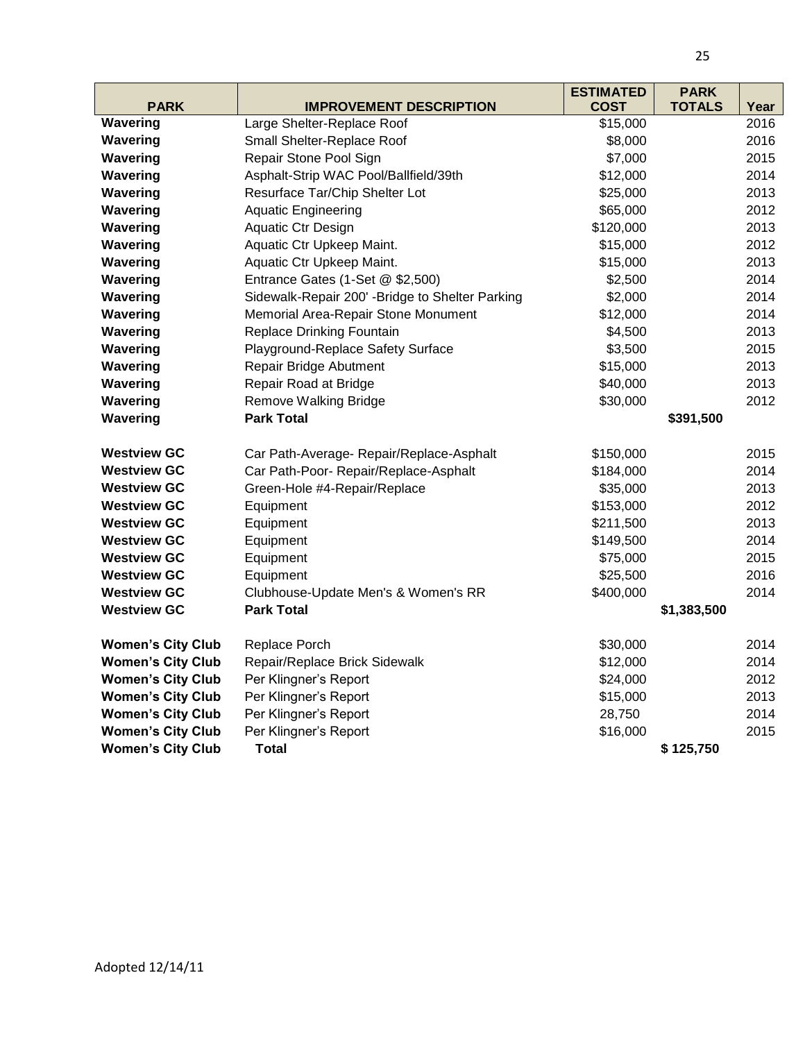| PARK | IMPROVEMENT DESCRIPTION | ESTIMATED COST | PARK TOTALS | Year |
|---|---|---|---|---|
| **Wavering** | Large Shelter-Replace Roof | $15,000 | | 2016 |
| **Wavering** | Small Shelter-Replace Roof | $8,000 | | 2016 |
| **Wavering** | Repair Stone Pool Sign | $7,000 | | 2015 |
| **Wavering** | Asphalt-Strip WAC Pool/Ballfield/39th | $12,000 | | 2014 |
| **Wavering** | Resurface Tar/Chip Shelter Lot | $25,000 | | 2013 |
| **Wavering** | Aquatic Engineering | $65,000 | | 2012 |
| **Wavering** | Aquatic Ctr Design | $120,000 | | 2013 |
| **Wavering** | Aquatic Ctr Upkeep Maint. | $15,000 | | 2012 |
| **Wavering** | Aquatic Ctr Upkeep Maint. | $15,000 | | 2013 |
| **Wavering** | Entrance Gates (1-Set @ $2,500) | $2,500 | | 2014 |
| **Wavering** | Sidewalk-Repair 200' -Bridge to Shelter Parking | $2,000 | | 2014 |
| **Wavering** | Memorial Area-Repair Stone Monument | $12,000 | | 2014 |
| **Wavering** | Replace Drinking Fountain | $4,500 | | 2013 |
| **Wavering** | Playground-Replace Safety Surface | $3,500 | | 2015 |
| **Wavering** | Repair Bridge Abutment | $15,000 | | 2013 |
| **Wavering** | Repair Road at Bridge | $40,000 | | 2013 |
| **Wavering** | Remove Walking Bridge | $30,000 | | 2012 |
| **Wavering** | **Park Total** | | **$391,500** | |
| | | | | |
| **Westview GC** | Car Path-Average- Repair/Replace-Asphalt | $150,000 | | 2015 |
| **Westview GC** | Car Path-Poor- Repair/Replace-Asphalt | $184,000 | | 2014 |
| **Westview GC** | Green-Hole #4-Repair/Replace | $35,000 | | 2013 |
| **Westview GC** | Equipment | $153,000 | | 2012 |
| **Westview GC** | Equipment | $211,500 | | 2013 |
| **Westview GC** | Equipment | $149,500 | | 2014 |
| **Westview GC** | Equipment | $75,000 | | 2015 |
| **Westview GC** | Equipment | $25,500 | | 2016 |
| **Westview GC** | Clubhouse-Update Men's & Women's RR | $400,000 | | 2014 |
| **Westview GC** | **Park Total** | | **$1,383,500** | |
| | | | | |
| **Women's City Club** | Replace Porch | $30,000 | | 2014 |
| **Women's City Club** | Repair/Replace Brick Sidewalk | $12,000 | | 2014 |
| **Women's City Club** | Per Klingner's Report | $24,000 | | 2012 |
| **Women's City Club** | Per Klingner's Report | $15,000 | | 2013 |
| **Women's City Club** | Per Klingner's Report | 28,750 | | 2014 |
| **Women's City Club** | Per Klingner's Report | $16,000 | | 2015 |
| **Women's City Club** | **Total** | | **$ 125,750** | |

Adopted 12/14/11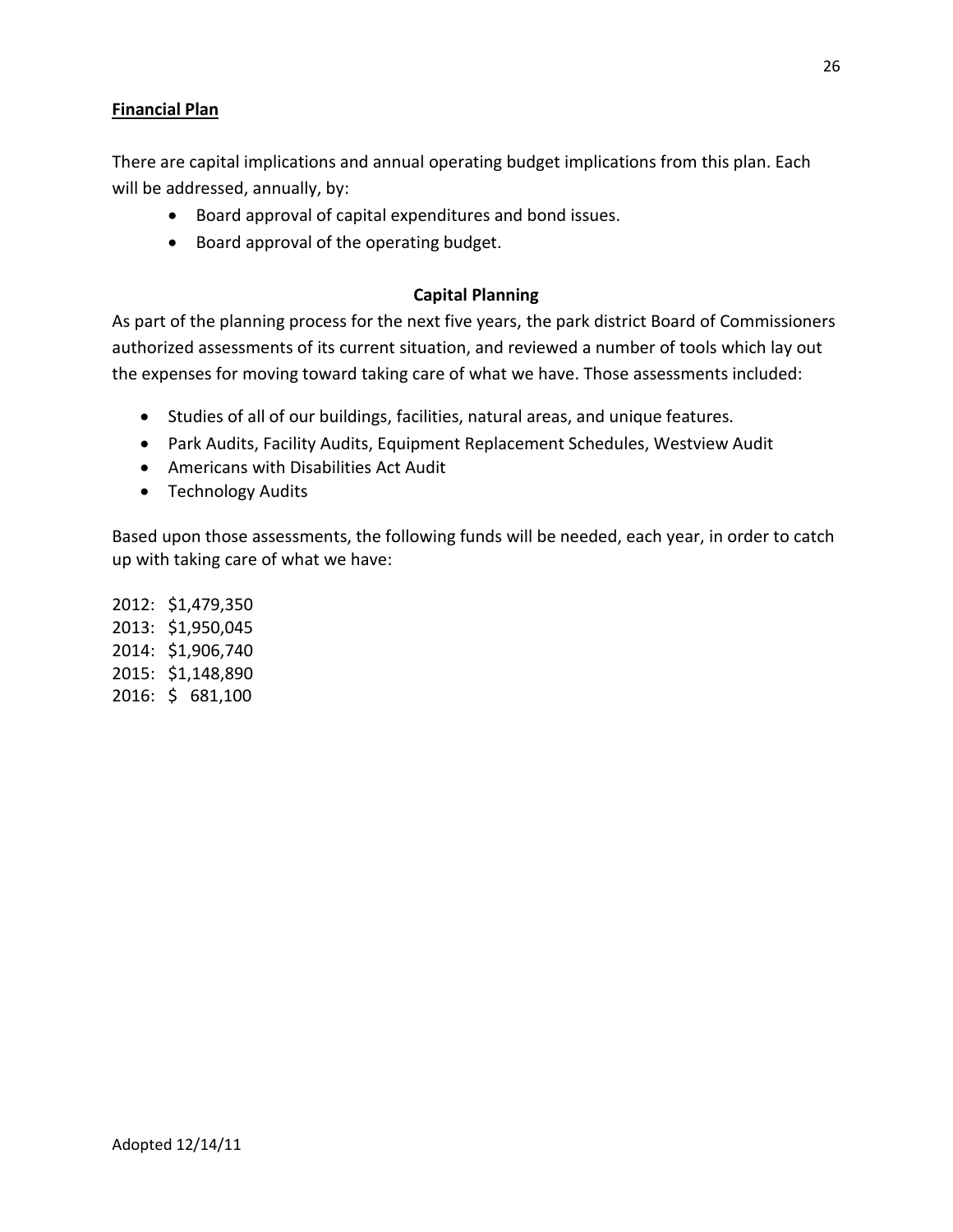## Financial Plan

There are capital implications and annual operating budget implications from this plan. Each will be addressed, annually, by:

- Board approval of capital expenditures and bond issues.
- Board approval of the operating budget.

### Capital Planning

As part of the planning process for the next five years, the park district Board of Commissioners authorized assessments of its current situation, and reviewed a number of tools which lay out the expenses for moving toward taking care of what we have. Those assessments included:

- Studies of all of our buildings, facilities, natural areas, and unique features.
- Park Audits, Facility Audits, Equipment Replacement Schedules, Westview Audit
- Americans with Disabilities Act Audit
- Technology Audits

Based upon those assessments, the following funds will be needed, each year, in order to catch up with taking care of what we have:

2012: $1,479,350
2013: $1,950,045
2014: $1,906,740
2015: $1,148,890
2016: $ 681,100

Adopted 12/14/11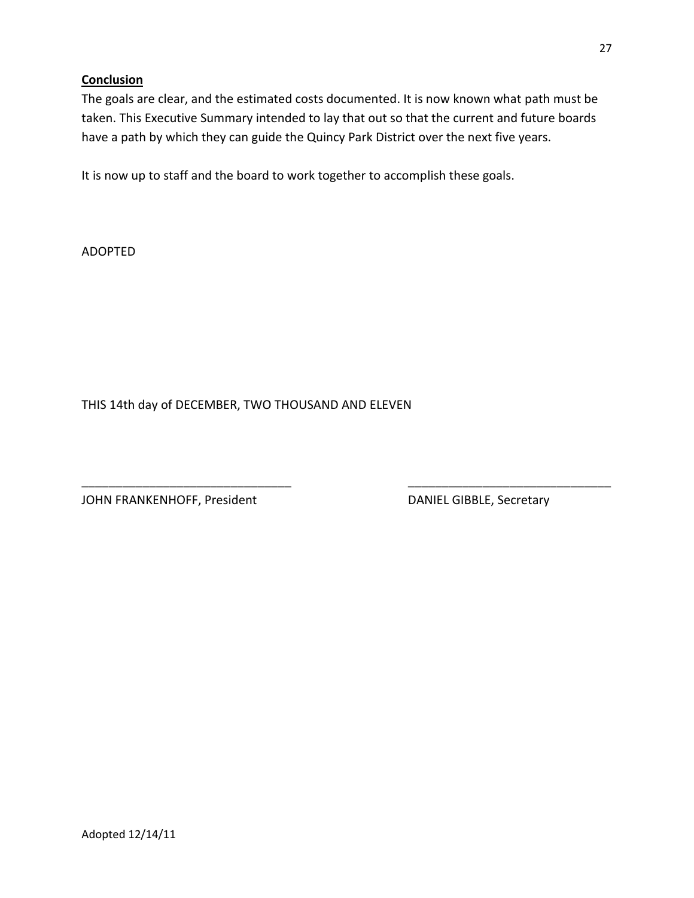**Conclusion**

The goals are clear, and the estimated costs documented. It is now known what path must be taken. This Executive Summary intended to lay that out so that the current and future boards have a path by which they can guide the Quincy Park District over the next five years.

It is now up to staff and the board to work together to accomplish these goals.

ADOPTED

THIS 14th day of DECEMBER, TWO THOUSAND AND ELEVEN

_______________________________

JOHN FRANKENHOFF, President

_______________________________

DANIEL GIBBLE, Secretary

Adopted 12/14/11